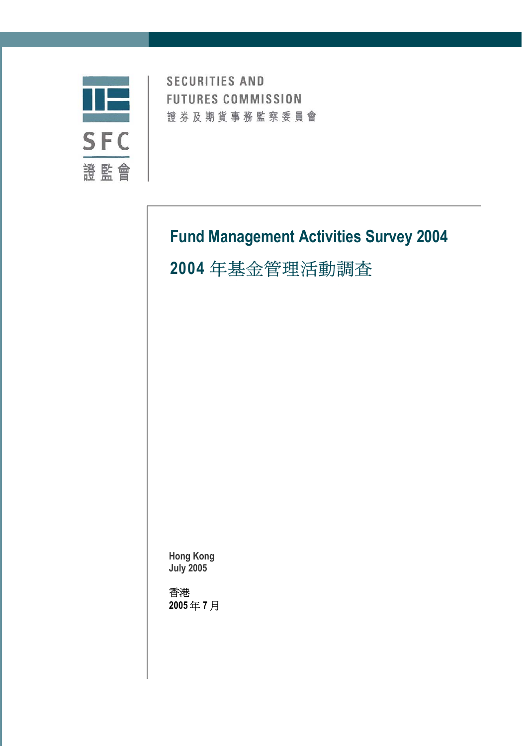SFC

證監會

SECURITIES AND FUTURES COMMISSION

證券及期貨事務監察委員會

# Fund Management Activities Survey 2004

# 2004 年基金管理活動調查

Hong Kong
July 2005

香港
2005 年 7 月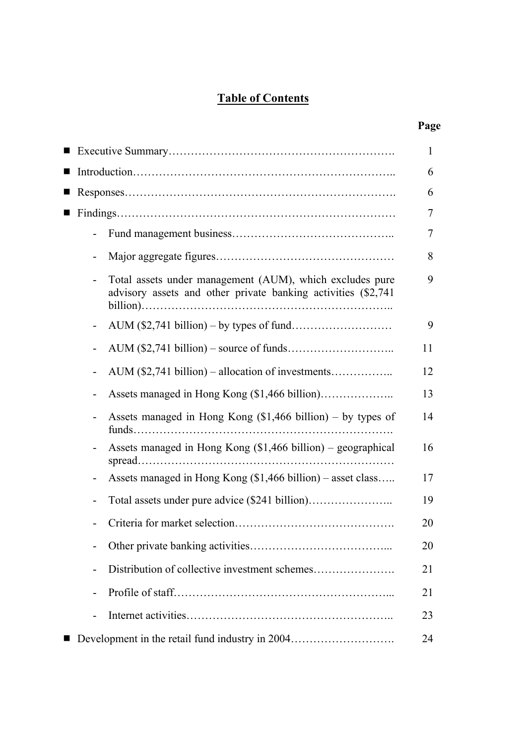# Table of Contents

| | Page |
|---|---|
| ■ Executive Summary | 1 |
| ■ Introduction | 6 |
| ■ Responses | 6 |
| ■ Findings | 7 |
| - Fund management business | 7 |
| - Major aggregate figures | 8 |
| - Total assets under management (AUM), which excludes pure advisory assets and other private banking activities ($2,741 billion) | 9 |
| - AUM ($2,741 billion) – by types of fund | 9 |
| - AUM ($2,741 billion) – source of funds | 11 |
| - AUM ($2,741 billion) – allocation of investments | 12 |
| - Assets managed in Hong Kong ($1,466 billion) | 13 |
| - Assets managed in Hong Kong ($1,466 billion) – by types of funds | 14 |
| - Assets managed in Hong Kong ($1,466 billion) – geographical spread | 16 |
| - Assets managed in Hong Kong ($1,466 billion) – asset class | 17 |
| - Total assets under pure advice ($241 billion) | 19 |
| - Criteria for market selection | 20 |
| - Other private banking activities | 20 |
| - Distribution of collective investment schemes | 21 |
| - Profile of staff | 21 |
| - Internet activities | 23 |
| ■ Development in the retail fund industry in 2004 | 24 |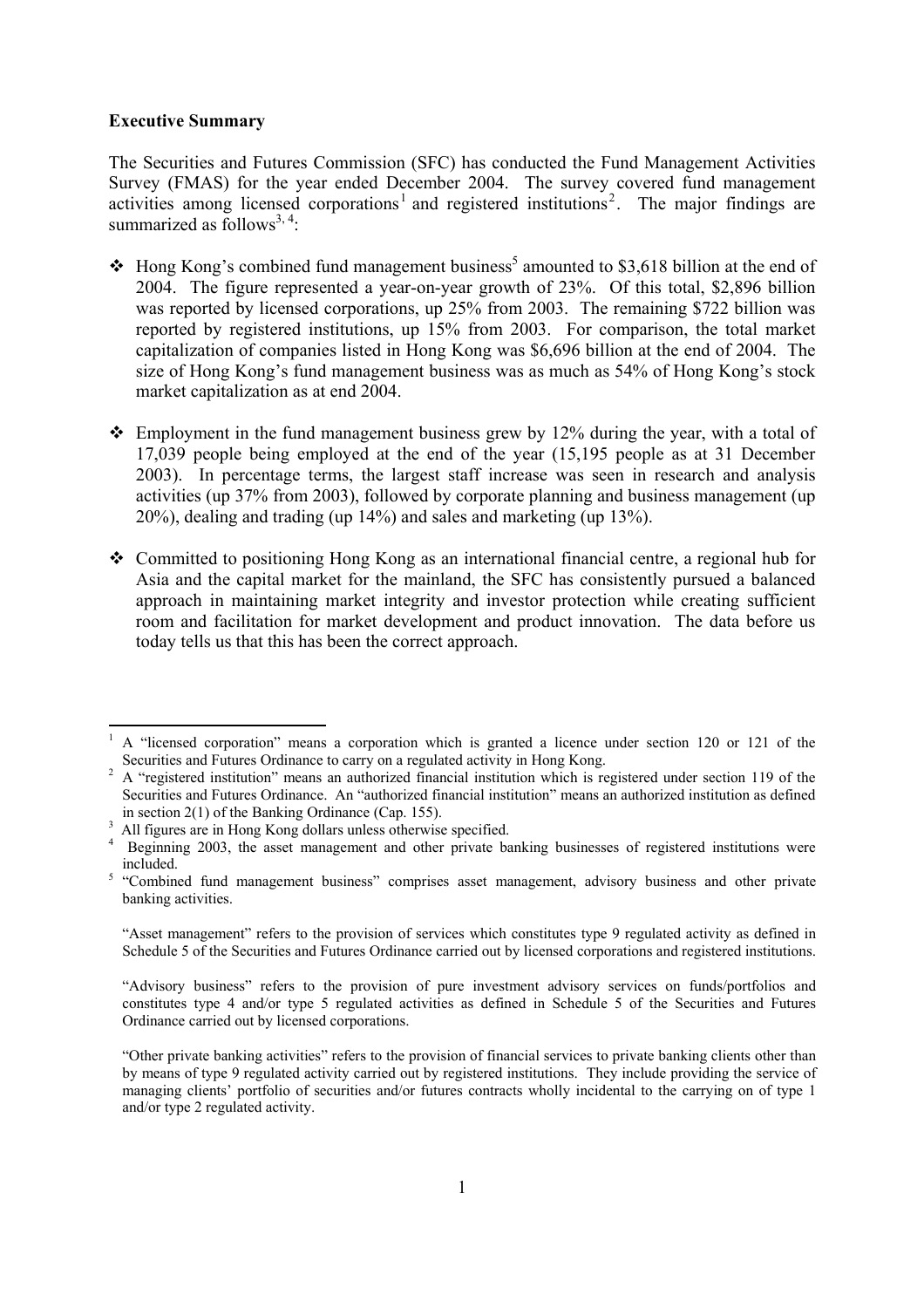**Executive Summary**

The Securities and Futures Commission (SFC) has conducted the Fund Management Activities Survey (FMAS) for the year ended December 2004. The survey covered fund management activities among licensed corporations[1] and registered institutions[2]. The major findings are summarized as follows[3, 4]:

- Hong Kong's combined fund management business[5] amounted to $3,618 billion at the end of 2004. The figure represented a year-on-year growth of 23%. Of this total, $2,896 billion was reported by licensed corporations, up 25% from 2003. The remaining $722 billion was reported by registered institutions, up 15% from 2003. For comparison, the total market capitalization of companies listed in Hong Kong was $6,696 billion at the end of 2004. The size of Hong Kong's fund management business was as much as 54% of Hong Kong's stock market capitalization as at end 2004.

- Employment in the fund management business grew by 12% during the year, with a total of 17,039 people being employed at the end of the year (15,195 people as at 31 December 2003). In percentage terms, the largest staff increase was seen in research and analysis activities (up 37% from 2003), followed by corporate planning and business management (up 20%), dealing and trading (up 14%) and sales and marketing (up 13%).

- Committed to positioning Hong Kong as an international financial centre, a regional hub for Asia and the capital market for the mainland, the SFC has consistently pursued a balanced approach in maintaining market integrity and investor protection while creating sufficient room and facilitation for market development and product innovation. The data before us today tells us that this has been the correct approach.

---

[1] A "licensed corporation" means a corporation which is granted a licence under section 120 or 121 of the Securities and Futures Ordinance to carry on a regulated activity in Hong Kong.

[2] A "registered institution" means an authorized financial institution which is registered under section 119 of the Securities and Futures Ordinance. An "authorized financial institution" means an authorized institution as defined in section 2(1) of the Banking Ordinance (Cap. 155).

[3] All figures are in Hong Kong dollars unless otherwise specified.

[4] Beginning 2003, the asset management and other private banking businesses of registered institutions were included.

[5] "Combined fund management business" comprises asset management, advisory business and other private banking activities.

"Asset management" refers to the provision of services which constitutes type 9 regulated activity as defined in Schedule 5 of the Securities and Futures Ordinance carried out by licensed corporations and registered institutions.

"Advisory business" refers to the provision of pure investment advisory services on funds/portfolios and constitutes type 4 and/or type 5 regulated activities as defined in Schedule 5 of the Securities and Futures Ordinance carried out by licensed corporations.

"Other private banking activities" refers to the provision of financial services to private banking clients other than by means of type 9 regulated activity carried out by registered institutions. They include providing the service of managing clients' portfolio of securities and/or futures contracts wholly incidental to the carrying on of type 1 and/or type 2 regulated activity.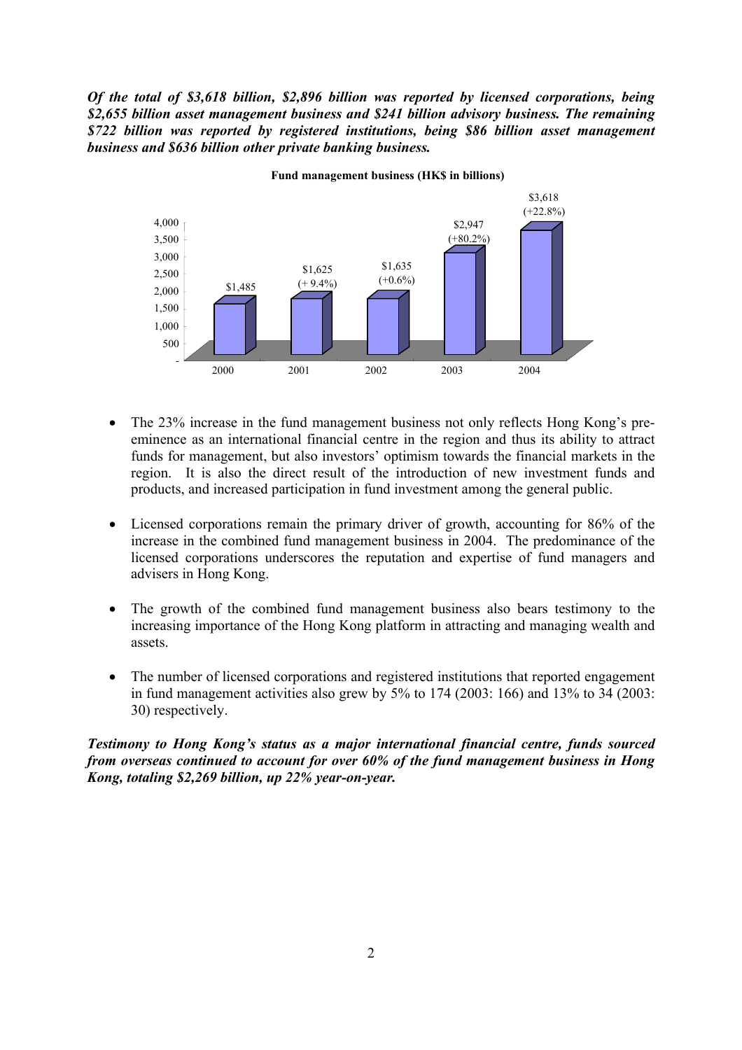***Of the total of $3,618 billion, $2,896 billion was reported by licensed corporations, being $2,655 billion asset management business and $241 billion advisory business. The remaining $722 billion was reported by registered institutions, being $86 billion asset management business and $636 billion other private banking business.***

**Fund management business (HK$ in billions)**

| Year | Amount | Change |
|---|---|---|
| 2000 | $1,485 | |
| 2001 | $1,625 | (+ 9.4%) |
| 2002 | $1,635 | (+0.6%) |
| 2003 | $2,947 | (+80.2%) |
| 2004 | $3,618 | (+22.8%) |

- The 23% increase in the fund management business not only reflects Hong Kong's pre-eminence as an international financial centre in the region and thus its ability to attract funds for management, but also investors' optimism towards the financial markets in the region. It is also the direct result of the introduction of new investment funds and products, and increased participation in fund investment among the general public.

- Licensed corporations remain the primary driver of growth, accounting for 86% of the increase in the combined fund management business in 2004. The predominance of the licensed corporations underscores the reputation and expertise of fund managers and advisers in Hong Kong.

- The growth of the combined fund management business also bears testimony to the increasing importance of the Hong Kong platform in attracting and managing wealth and assets.

- The number of licensed corporations and registered institutions that reported engagement in fund management activities also grew by 5% to 174 (2003: 166) and 13% to 34 (2003: 30) respectively.

***Testimony to Hong Kong's status as a major international financial centre, funds sourced from overseas continued to account for over 60% of the fund management business in Hong Kong, totaling $2,269 billion, up 22% year-on-year.***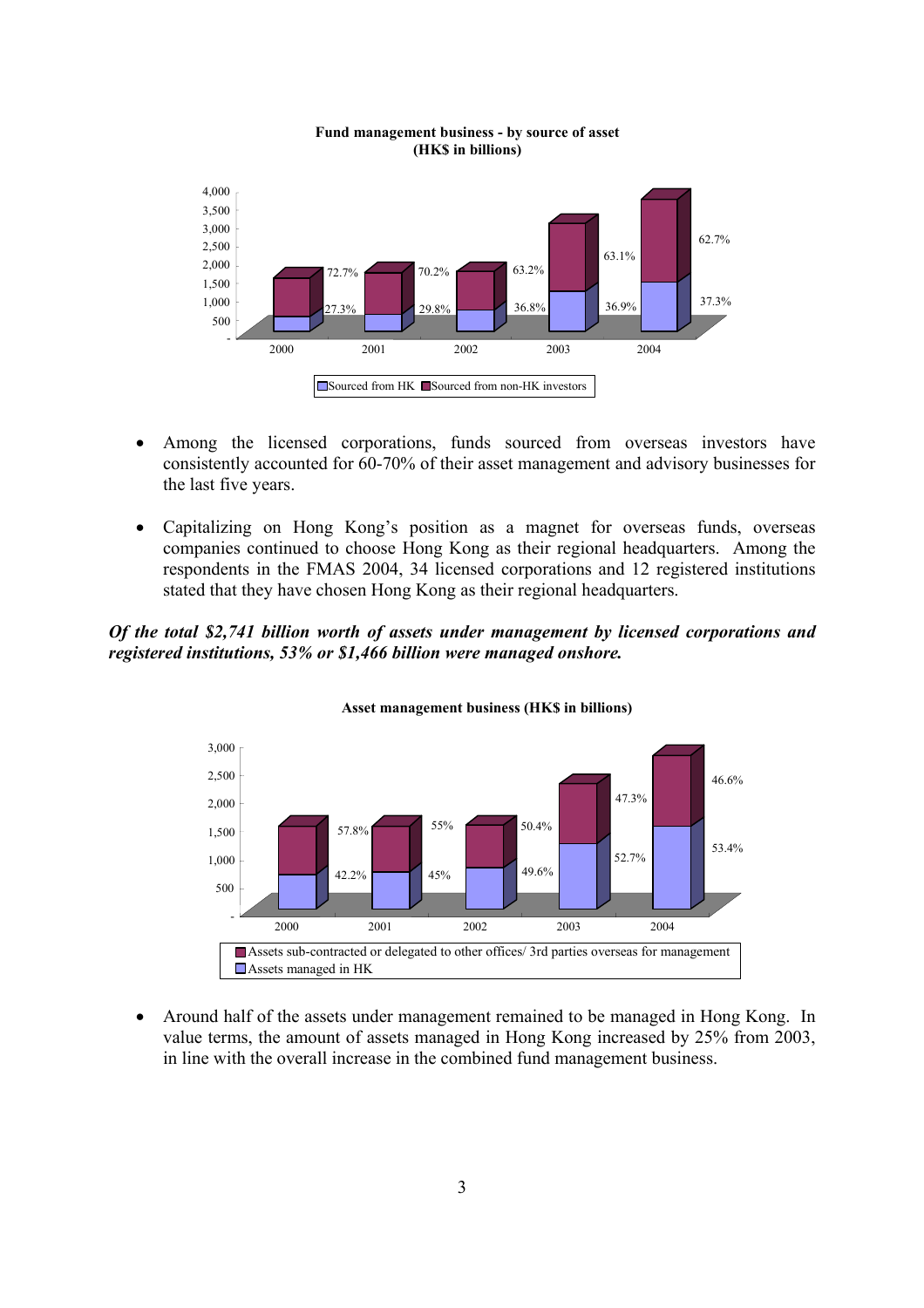**Fund management business - by source of asset (HK$ in billions)**

| Year | Sourced from HK | Sourced from non-HK investors |
|---|---|---|
| 2000 | 27.3% | 72.7% |
| 2001 | 29.8% | 70.2% |
| 2002 | 36.8% | 63.2% |
| 2003 | 36.9% | 63.1% |
| 2004 | 37.3% | 62.7% |

- Among the licensed corporations, funds sourced from overseas investors have consistently accounted for 60-70% of their asset management and advisory businesses for the last five years.

- Capitalizing on Hong Kong's position as a magnet for overseas funds, overseas companies continued to choose Hong Kong as their regional headquarters. Among the respondents in the FMAS 2004, 34 licensed corporations and 12 registered institutions stated that they have chosen Hong Kong as their regional headquarters.

***Of the total $2,741 billion worth of assets under management by licensed corporations and registered institutions, 53% or $1,466 billion were managed onshore.***

**Asset management business (HK$ in billions)**

| Year | Assets managed in HK | Assets sub-contracted or delegated to other offices/ 3rd parties overseas for management |
|---|---|---|
| 2000 | 42.2% | 57.8% |
| 2001 | 45% | 55% |
| 2002 | 49.6% | 50.4% |
| 2003 | 52.7% | 47.3% |
| 2004 | 53.4% | 46.6% |

- Around half of the assets under management remained to be managed in Hong Kong. In value terms, the amount of assets managed in Hong Kong increased by 25% from 2003, in line with the overall increase in the combined fund management business.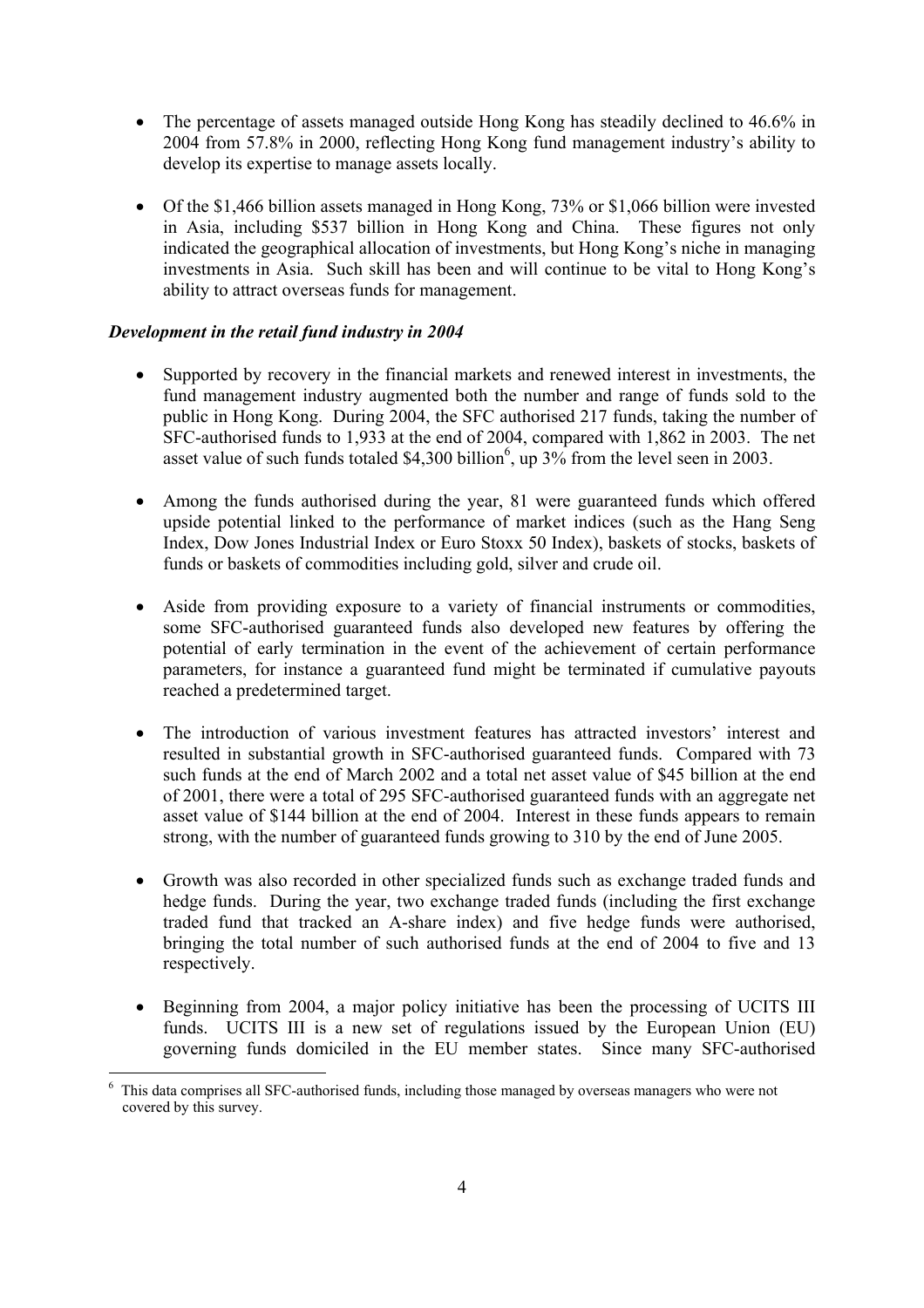- The percentage of assets managed outside Hong Kong has steadily declined to 46.6% in 2004 from 57.8% in 2000, reflecting Hong Kong fund management industry's ability to develop its expertise to manage assets locally.

- Of the $1,466 billion assets managed in Hong Kong, 73% or $1,066 billion were invested in Asia, including $537 billion in Hong Kong and China. These figures not only indicated the geographical allocation of investments, but Hong Kong's niche in managing investments in Asia. Such skill has been and will continue to be vital to Hong Kong's ability to attract overseas funds for management.

***Development in the retail fund industry in 2004***

- Supported by recovery in the financial markets and renewed interest in investments, the fund management industry augmented both the number and range of funds sold to the public in Hong Kong. During 2004, the SFC authorised 217 funds, taking the number of SFC-authorised funds to 1,933 at the end of 2004, compared with 1,862 in 2003. The net asset value of such funds totaled $4,300 billion[6], up 3% from the level seen in 2003.

- Among the funds authorised during the year, 81 were guaranteed funds which offered upside potential linked to the performance of market indices (such as the Hang Seng Index, Dow Jones Industrial Index or Euro Stoxx 50 Index), baskets of stocks, baskets of funds or baskets of commodities including gold, silver and crude oil.

- Aside from providing exposure to a variety of financial instruments or commodities, some SFC-authorised guaranteed funds also developed new features by offering the potential of early termination in the event of the achievement of certain performance parameters, for instance a guaranteed fund might be terminated if cumulative payouts reached a predetermined target.

- The introduction of various investment features has attracted investors' interest and resulted in substantial growth in SFC-authorised guaranteed funds. Compared with 73 such funds at the end of March 2002 and a total net asset value of $45 billion at the end of 2001, there were a total of 295 SFC-authorised guaranteed funds with an aggregate net asset value of $144 billion at the end of 2004. Interest in these funds appears to remain strong, with the number of guaranteed funds growing to 310 by the end of June 2005.

- Growth was also recorded in other specialized funds such as exchange traded funds and hedge funds. During the year, two exchange traded funds (including the first exchange traded fund that tracked an A-share index) and five hedge funds were authorised, bringing the total number of such authorised funds at the end of 2004 to five and 13 respectively.

- Beginning from 2004, a major policy initiative has been the processing of UCITS III funds. UCITS III is a new set of regulations issued by the European Union (EU) governing funds domiciled in the EU member states. Since many SFC-authorised

[6] This data comprises all SFC-authorised funds, including those managed by overseas managers who were not covered by this survey.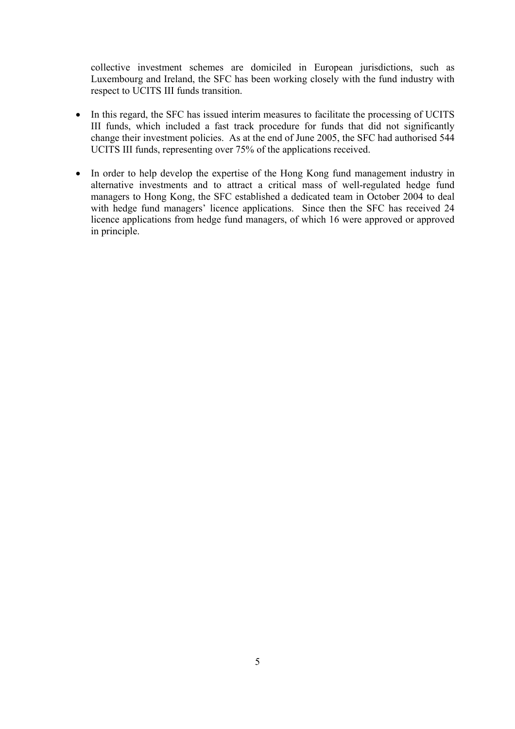collective investment schemes are domiciled in European jurisdictions, such as Luxembourg and Ireland, the SFC has been working closely with the fund industry with respect to UCITS III funds transition.

- In this regard, the SFC has issued interim measures to facilitate the processing of UCITS III funds, which included a fast track procedure for funds that did not significantly change their investment policies. As at the end of June 2005, the SFC had authorised 544 UCITS III funds, representing over 75% of the applications received.

- In order to help develop the expertise of the Hong Kong fund management industry in alternative investments and to attract a critical mass of well-regulated hedge fund managers to Hong Kong, the SFC established a dedicated team in October 2004 to deal with hedge fund managers' licence applications. Since then the SFC has received 24 licence applications from hedge fund managers, of which 16 were approved or approved in principle.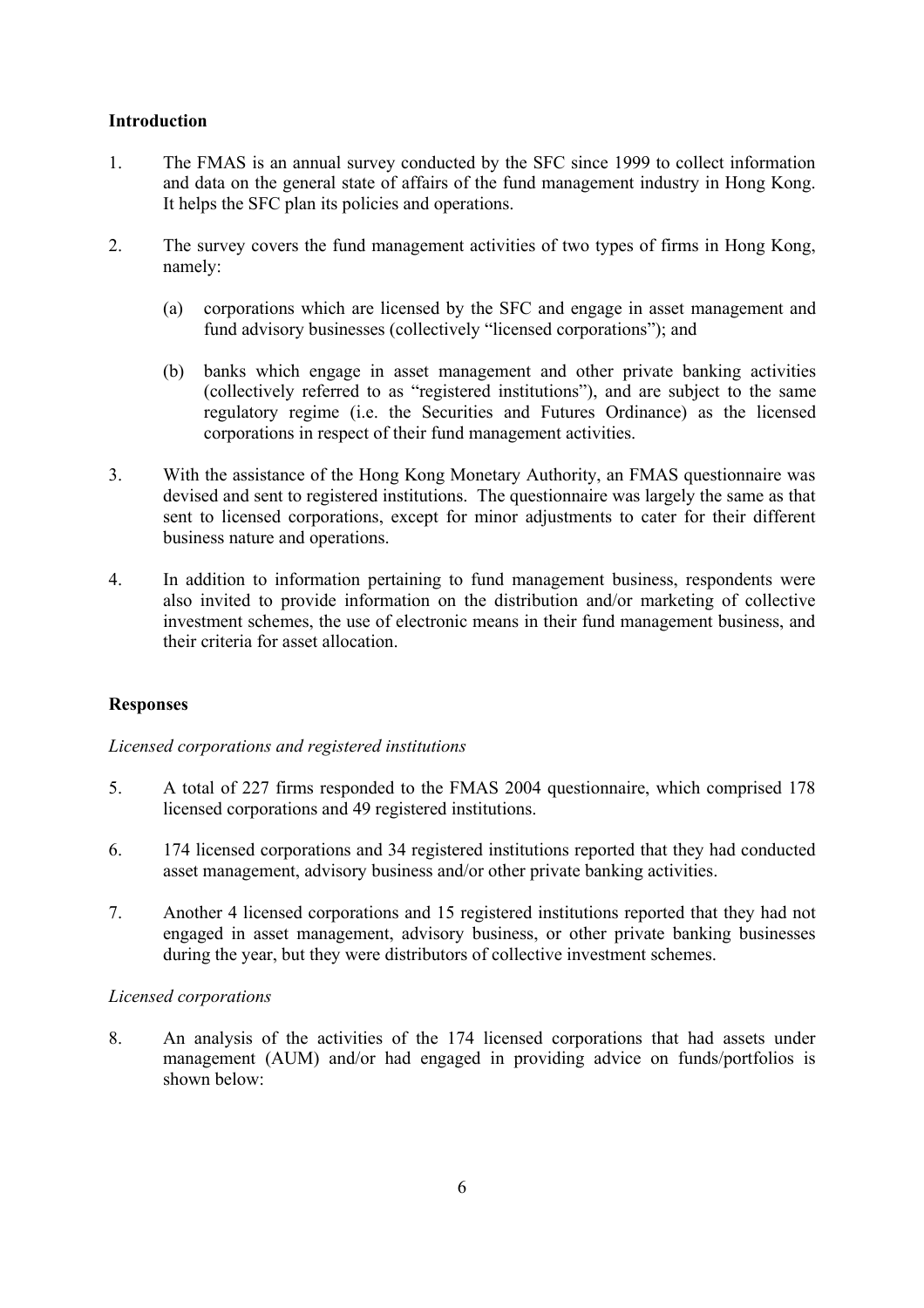## Introduction

1. The FMAS is an annual survey conducted by the SFC since 1999 to collect information and data on the general state of affairs of the fund management industry in Hong Kong. It helps the SFC plan its policies and operations.

2. The survey covers the fund management activities of two types of firms in Hong Kong, namely:

   (a) corporations which are licensed by the SFC and engage in asset management and fund advisory businesses (collectively "licensed corporations"); and

   (b) banks which engage in asset management and other private banking activities (collectively referred to as "registered institutions"), and are subject to the same regulatory regime (i.e. the Securities and Futures Ordinance) as the licensed corporations in respect of their fund management activities.

3. With the assistance of the Hong Kong Monetary Authority, an FMAS questionnaire was devised and sent to registered institutions. The questionnaire was largely the same as that sent to licensed corporations, except for minor adjustments to cater for their different business nature and operations.

4. In addition to information pertaining to fund management business, respondents were also invited to provide information on the distribution and/or marketing of collective investment schemes, the use of electronic means in their fund management business, and their criteria for asset allocation.

## Responses

*Licensed corporations and registered institutions*

5. A total of 227 firms responded to the FMAS 2004 questionnaire, which comprised 178 licensed corporations and 49 registered institutions.

6. 174 licensed corporations and 34 registered institutions reported that they had conducted asset management, advisory business and/or other private banking activities.

7. Another 4 licensed corporations and 15 registered institutions reported that they had not engaged in asset management, advisory business, or other private banking businesses during the year, but they were distributors of collective investment schemes.

*Licensed corporations*

8. An analysis of the activities of the 174 licensed corporations that had assets under management (AUM) and/or had engaged in providing advice on funds/portfolios is shown below: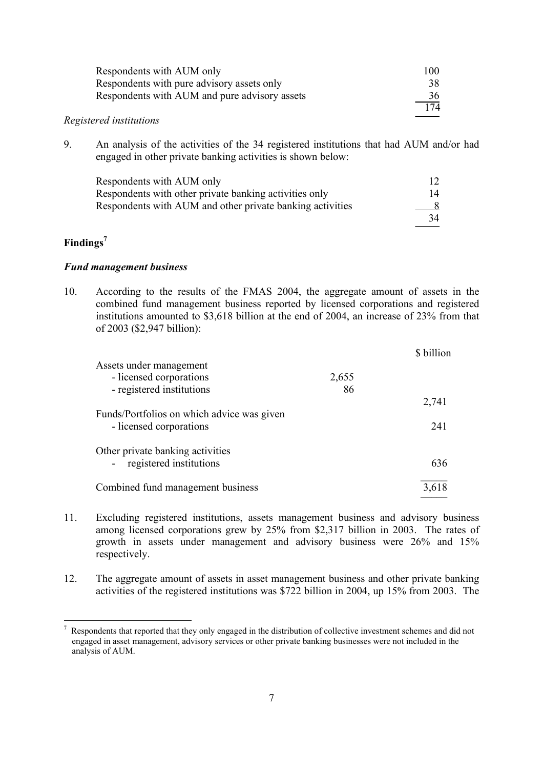| | |
|---|---|
| Respondents with AUM only | 100 |
| Respondents with pure advisory assets only | 38 |
| Respondents with AUM and pure advisory assets | 36 |
| | 174 |

*Registered institutions*

9. An analysis of the activities of the 34 registered institutions that had AUM and/or had engaged in other private banking activities is shown below:

| | |
|---|---|
| Respondents with AUM only | 12 |
| Respondents with other private banking activities only | 14 |
| Respondents with AUM and other private banking activities | 8 |
| | 34 |

## Findings[7]

### *Fund management business*

10. According to the results of the FMAS 2004, the aggregate amount of assets in the combined fund management business reported by licensed corporations and registered institutions amounted to $3,618 billion at the end of 2004, an increase of 23% from that of 2003 ($2,947 billion):

| | | $ billion |
|---|---|---|
| Assets under management | | |
| - licensed corporations | 2,655 | |
| - registered institutions | 86 | |
| | | 2,741 |
| Funds/Portfolios on which advice was given | | |
| - licensed corporations | | 241 |
| Other private banking activities | | |
| - registered institutions | | 636 |
| Combined fund management business | | 3,618 |

11. Excluding registered institutions, assets management business and advisory business among licensed corporations grew by 25% from $2,317 billion in 2003. The rates of growth in assets under management and advisory business were 26% and 15% respectively.

12. The aggregate amount of assets in asset management business and other private banking activities of the registered institutions was $722 billion in 2004, up 15% from 2003. The

[7] Respondents that reported that they only engaged in the distribution of collective investment schemes and did not engaged in asset management, advisory services or other private banking businesses were not included in the analysis of AUM.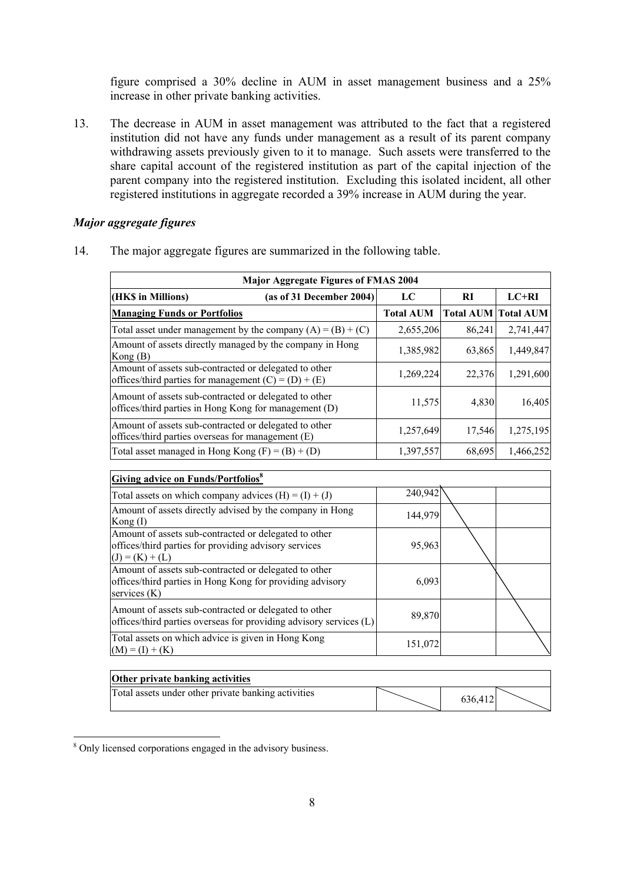figure comprised a 30% decline in AUM in asset management business and a 25% increase in other private banking activities.

13. The decrease in AUM in asset management was attributed to the fact that a registered institution did not have any funds under management as a result of its parent company withdrawing assets previously given to it to manage. Such assets were transferred to the share capital account of the registered institution as part of the capital injection of the parent company into the registered institution. Excluding this isolated incident, all other registered institutions in aggregate recorded a 39% increase in AUM during the year.

### *Major aggregate figures*

14. The major aggregate figures are summarized in the following table.

| **Major Aggregate Figures of FMAS 2004** | | | |
|---|---|---|---|
| **(HK$ in Millions) (as of 31 December 2004)** | **LC** | **RI** | **LC+RI** |
| **Managing Funds or Portfolios** | **Total AUM** | **Total AUM** | **Total AUM** |
| Total asset under management by the company (A) = (B) + (C) | 2,655,206 | 86,241 | 2,741,447 |
| Amount of assets directly managed by the company in Hong Kong (B) | 1,385,982 | 63,865 | 1,449,847 |
| Amount of assets sub-contracted or delegated to other offices/third parties for management (C) = (D) + (E) | 1,269,224 | 22,376 | 1,291,600 |
| Amount of assets sub-contracted or delegated to other offices/third parties in Hong Kong for management (D) | 11,575 | 4,830 | 16,405 |
| Amount of assets sub-contracted or delegated to other offices/third parties overseas for management (E) | 1,257,649 | 17,546 | 1,275,195 |
| Total asset managed in Hong Kong (F) = (B) + (D) | 1,397,557 | 68,695 | 1,466,252 |
| **Giving advice on Funds/Portfolios[8]** | | | |
| Total assets on which company advices (H) = (I) + (J) | 240,942 | | |
| Amount of assets directly advised by the company in Hong Kong (I) | 144,979 | | |
| Amount of assets sub-contracted or delegated to other offices/third parties for providing advisory services (J) = (K) + (L) | 95,963 | | |
| Amount of assets sub-contracted or delegated to other offices/third parties in Hong Kong for providing advisory services (K) | 6,093 | | |
| Amount of assets sub-contracted or delegated to other offices/third parties overseas for providing advisory services (L) | 89,870 | | |
| Total assets on which advice is given in Hong Kong (M) = (I) + (K) | 151,072 | | |
| **Other private banking activities** | | | |
| Total assets under other private banking activities | | 636,412 | |

[8] Only licensed corporations engaged in the advisory business.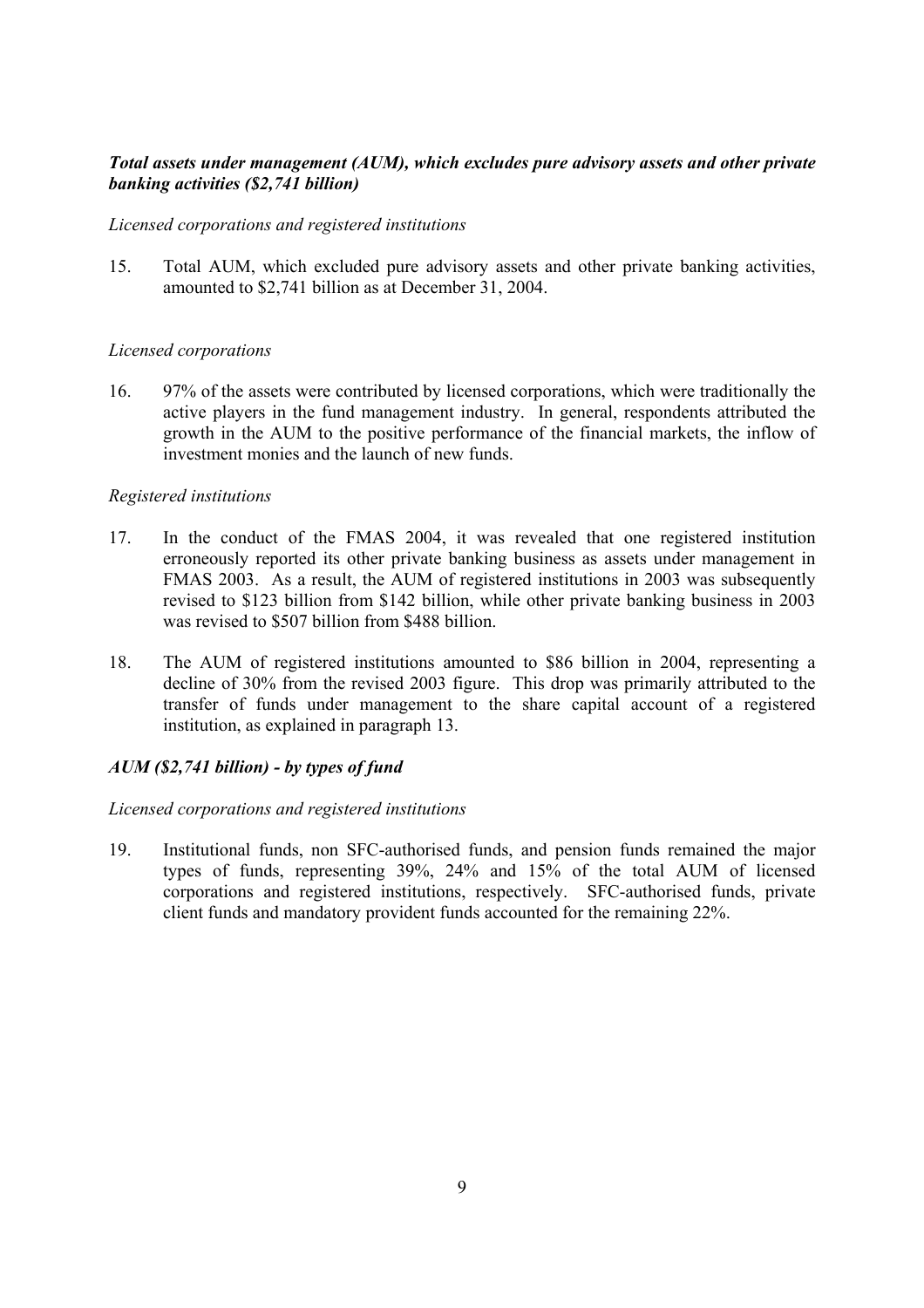***Total assets under management (AUM), which excludes pure advisory assets and other private banking activities ($2,741 billion)***

*Licensed corporations and registered institutions*

15. Total AUM, which excluded pure advisory assets and other private banking activities, amounted to $2,741 billion as at December 31, 2004.

*Licensed corporations*

16. 97% of the assets were contributed by licensed corporations, which were traditionally the active players in the fund management industry. In general, respondents attributed the growth in the AUM to the positive performance of the financial markets, the inflow of investment monies and the launch of new funds.

*Registered institutions*

17. In the conduct of the FMAS 2004, it was revealed that one registered institution erroneously reported its other private banking business as assets under management in FMAS 2003. As a result, the AUM of registered institutions in 2003 was subsequently revised to $123 billion from $142 billion, while other private banking business in 2003 was revised to $507 billion from $488 billion.

18. The AUM of registered institutions amounted to $86 billion in 2004, representing a decline of 30% from the revised 2003 figure. This drop was primarily attributed to the transfer of funds under management to the share capital account of a registered institution, as explained in paragraph 13.

***AUM ($2,741 billion) - by types of fund***

*Licensed corporations and registered institutions*

19. Institutional funds, non SFC-authorised funds, and pension funds remained the major types of funds, representing 39%, 24% and 15% of the total AUM of licensed corporations and registered institutions, respectively. SFC-authorised funds, private client funds and mandatory provident funds accounted for the remaining 22%.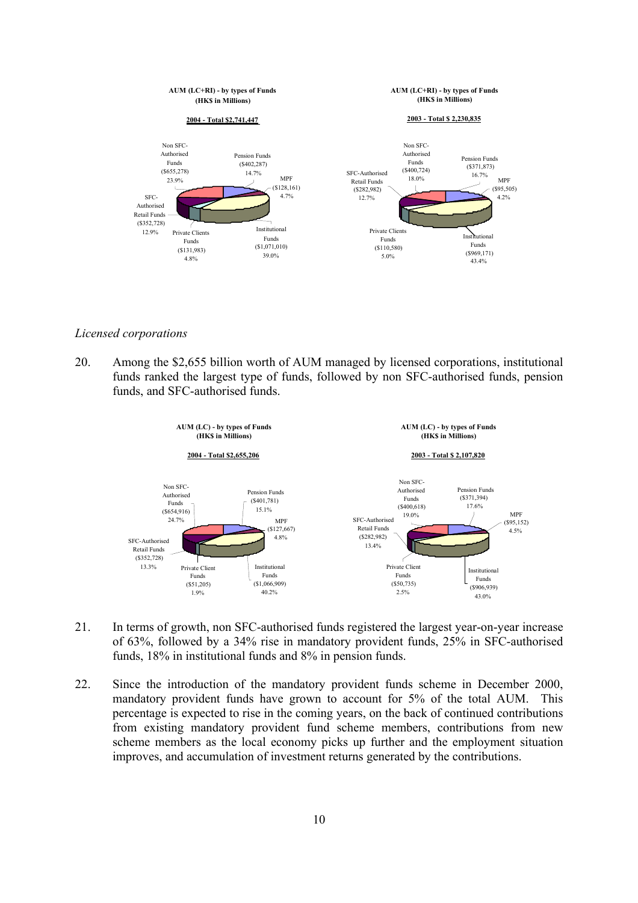**AUM (LC+RI) - by types of Funds**
**(HK$ in Millions)**

**2004 - Total $2,741,447**

| Type of Funds | HK$ in Millions | % |
|---|---|---|
| Pension Funds | ($402,287) | 14.7% |
| MPF | ($128,161) | 4.7% |
| Institutional Funds | ($1,071,010) | 39.0% |
| Private Clients Funds | ($131,983) | 4.8% |
| SFC-Authorised Retail Funds | ($352,728) | 12.9% |
| Non SFC-Authorised Funds | ($655,278) | 23.9% |

**AUM (LC+RI) - by types of Funds**
**(HK$ in Millions)**

**2003 - Total $ 2,230,835**

| Type of Funds | HK$ in Millions | % |
|---|---|---|
| Pension Funds | ($371,873) | 16.7% |
| MPF | ($95,505) | 4.2% |
| Institutional Funds | ($969,171) | 43.4% |
| Private Clients Funds | ($110,580) | 5.0% |
| SFC-Authorised Retail Funds | ($282,982) | 12.7% |
| Non SFC-Authorised Funds | ($400,724) | 18.0% |

*Licensed corporations*

20. Among the $2,655 billion worth of AUM managed by licensed corporations, institutional funds ranked the largest type of funds, followed by non SFC-authorised funds, pension funds, and SFC-authorised funds.

**AUM (LC) - by types of Funds**
**(HK$ in Millions)**

**2004 - Total $2,655,206**

| Type of Funds | HK$ in Millions | % |
|---|---|---|
| Pension Funds | ($401,781) | 15.1% |
| MPF | ($127,667) | 4.8% |
| Institutional Funds | ($1,066,909) | 40.2% |
| Private Client Funds | ($51,205) | 1.9% |
| SFC-Authorised Retail Funds | ($352,728) | 13.3% |
| Non SFC-Authorised Funds | ($654,916) | 24.7% |

**AUM (LC) - by types of Funds**
**(HK$ in Millions)**

**2003 - Total $ 2,107,820**

| Type of Funds | HK$ in Millions | % |
|---|---|---|
| Pension Funds | ($371,394) | 17.6% |
| MPF | ($95,152) | 4.5% |
| Institutional Funds | ($906,939) | 43.0% |
| Private Client Funds | ($50,735) | 2.5% |
| SFC-Authorised Retail Funds | ($282,982) | 13.4% |
| Non SFC-Authorised Funds | ($400,618) | 19.0% |

21. In terms of growth, non SFC-authorised funds registered the largest year-on-year increase of 63%, followed by a 34% rise in mandatory provident funds, 25% in SFC-authorised funds, 18% in institutional funds and 8% in pension funds.

22. Since the introduction of the mandatory provident funds scheme in December 2000, mandatory provident funds have grown to account for 5% of the total AUM. This percentage is expected to rise in the coming years, on the back of continued contributions from existing mandatory provident fund scheme members, contributions from new scheme members as the local economy picks up further and the employment situation improves, and accumulation of investment returns generated by the contributions.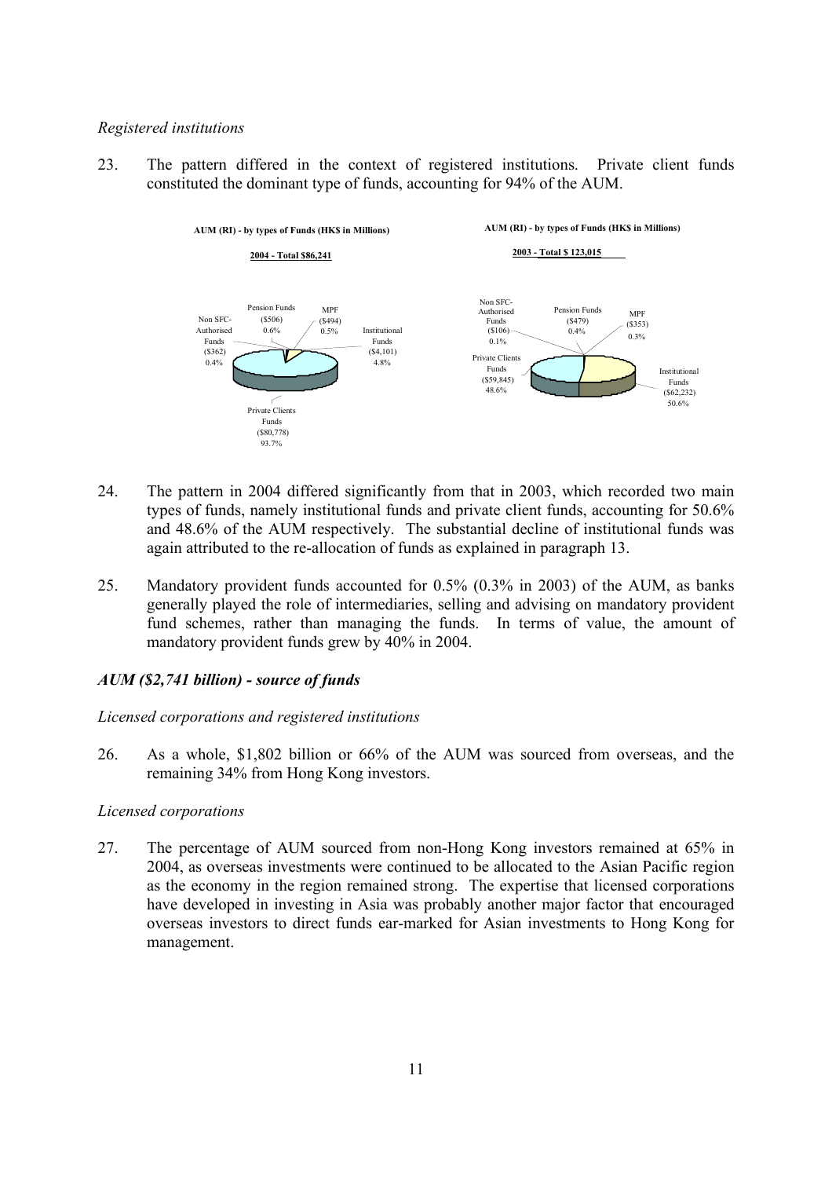*Registered institutions*

23. The pattern differed in the context of registered institutions. Private client funds constituted the dominant type of funds, accounting for 94% of the AUM.

**AUM (RI) - by types of Funds (HK$ in Millions)**

**2004 - Total $86,241**

Non SFC-Authorised Funds ($362) 0.4%
Pension Funds ($506) 0.6%
MPF ($494) 0.5%
Institutional Funds ($4,101) 4.8%
Private Clients Funds ($80,778) 93.7%

**AUM (RI) - by types of Funds (HK$ in Millions)**

**2003 - Total $ 123,015**

Non SFC-Authorised Funds ($106) 0.1%
Pension Funds ($479) 0.4%
MPF ($353) 0.3%
Private Clients Funds ($59,845) 48.6%
Institutional Funds ($62,232) 50.6%

24. The pattern in 2004 differed significantly from that in 2003, which recorded two main types of funds, namely institutional funds and private client funds, accounting for 50.6% and 48.6% of the AUM respectively. The substantial decline of institutional funds was again attributed to the re-allocation of funds as explained in paragraph 13.

25. Mandatory provident funds accounted for 0.5% (0.3% in 2003) of the AUM, as banks generally played the role of intermediaries, selling and advising on mandatory provident fund schemes, rather than managing the funds. In terms of value, the amount of mandatory provident funds grew by 40% in 2004.

### *AUM ($2,741 billion) - source of funds*

*Licensed corporations and registered institutions*

26. As a whole, $1,802 billion or 66% of the AUM was sourced from overseas, and the remaining 34% from Hong Kong investors.

*Licensed corporations*

27. The percentage of AUM sourced from non-Hong Kong investors remained at 65% in 2004, as overseas investments were continued to be allocated to the Asian Pacific region as the economy in the region remained strong. The expertise that licensed corporations have developed in investing in Asia was probably another major factor that encouraged overseas investors to direct funds ear-marked for Asian investments to Hong Kong for management.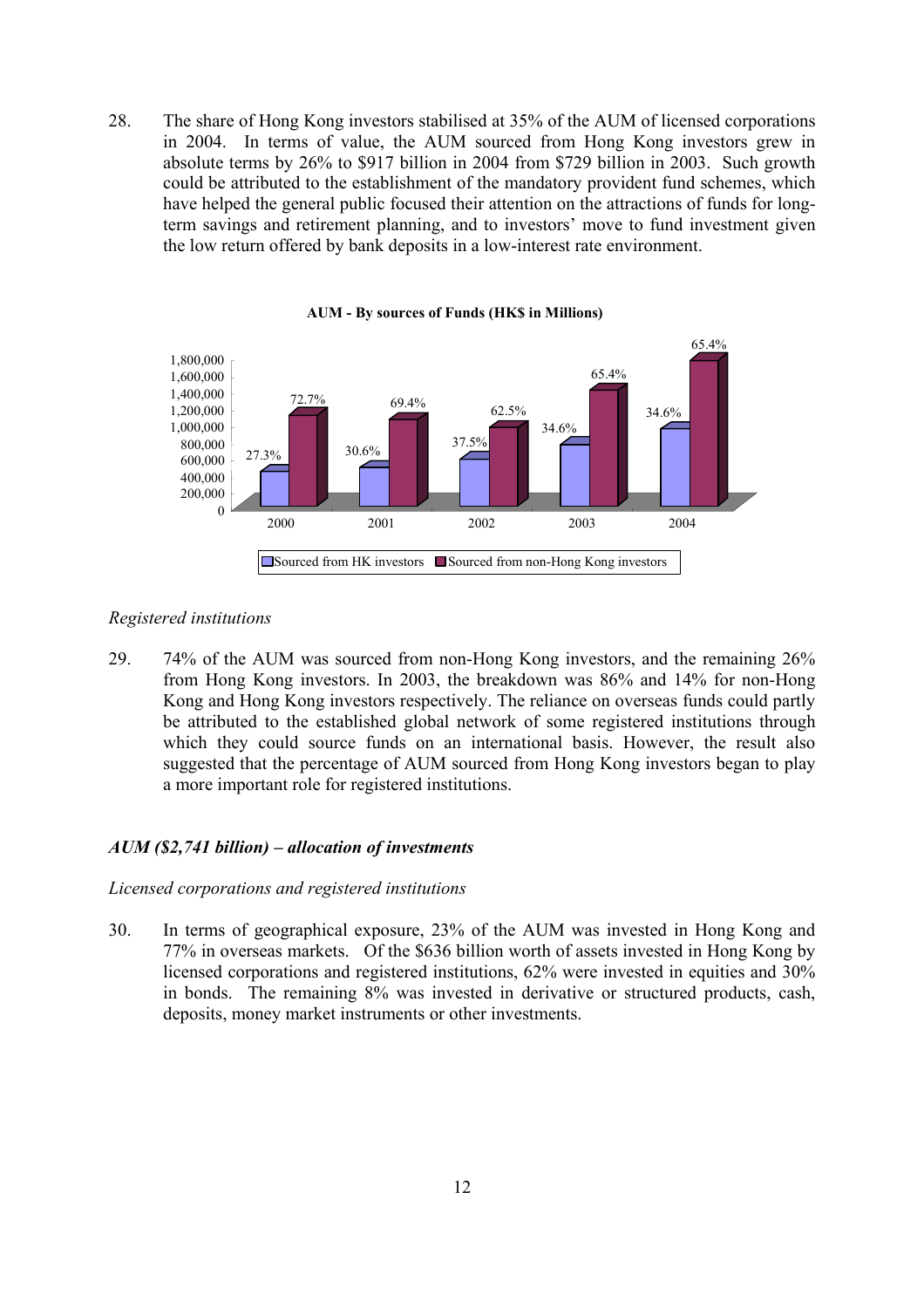28. The share of Hong Kong investors stabilised at 35% of the AUM of licensed corporations in 2004. In terms of value, the AUM sourced from Hong Kong investors grew in absolute terms by 26% to $917 billion in 2004 from $729 billion in 2003. Such growth could be attributed to the establishment of the mandatory provident fund schemes, which have helped the general public focused their attention on the attractions of funds for long-term savings and retirement planning, and to investors' move to fund investment given the low return offered by bank deposits in a low-interest rate environment.

**AUM - By sources of Funds (HK$ in Millions)**

| | 2000 | 2001 | 2002 | 2003 | 2004 |
|---|---|---|---|---|---|
| Sourced from HK investors | 27.3% | 30.6% | 37.5% | 34.6% | 34.6% |
| Sourced from non-Hong Kong investors | 72.7% | 69.4% | 62.5% | 65.4% | 65.4% |

*Registered institutions*

29. 74% of the AUM was sourced from non-Hong Kong investors, and the remaining 26% from Hong Kong investors. In 2003, the breakdown was 86% and 14% for non-Hong Kong and Hong Kong investors respectively. The reliance on overseas funds could partly be attributed to the established global network of some registered institutions through which they could source funds on an international basis. However, the result also suggested that the percentage of AUM sourced from Hong Kong investors began to play a more important role for registered institutions.

### *AUM ($2,741 billion) – allocation of investments*

*Licensed corporations and registered institutions*

30. In terms of geographical exposure, 23% of the AUM was invested in Hong Kong and 77% in overseas markets. Of the $636 billion worth of assets invested in Hong Kong by licensed corporations and registered institutions, 62% were invested in equities and 30% in bonds. The remaining 8% was invested in derivative or structured products, cash, deposits, money market instruments or other investments.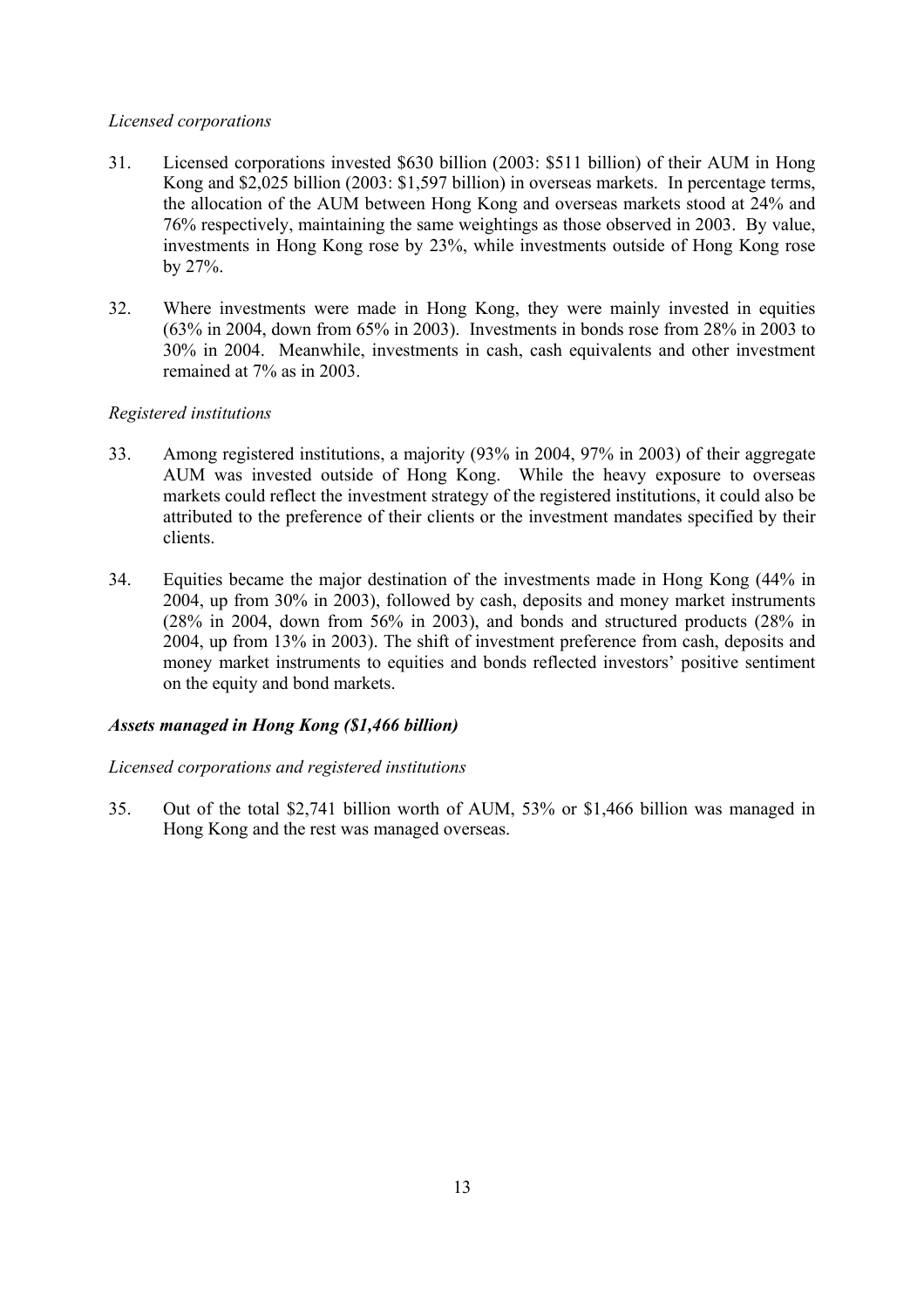*Licensed corporations*

31. Licensed corporations invested $630 billion (2003: $511 billion) of their AUM in Hong Kong and $2,025 billion (2003: $1,597 billion) in overseas markets. In percentage terms, the allocation of the AUM between Hong Kong and overseas markets stood at 24% and 76% respectively, maintaining the same weightings as those observed in 2003. By value, investments in Hong Kong rose by 23%, while investments outside of Hong Kong rose by 27%.

32. Where investments were made in Hong Kong, they were mainly invested in equities (63% in 2004, down from 65% in 2003). Investments in bonds rose from 28% in 2003 to 30% in 2004. Meanwhile, investments in cash, cash equivalents and other investment remained at 7% as in 2003.

*Registered institutions*

33. Among registered institutions, a majority (93% in 2004, 97% in 2003) of their aggregate AUM was invested outside of Hong Kong. While the heavy exposure to overseas markets could reflect the investment strategy of the registered institutions, it could also be attributed to the preference of their clients or the investment mandates specified by their clients.

34. Equities became the major destination of the investments made in Hong Kong (44% in 2004, up from 30% in 2003), followed by cash, deposits and money market instruments (28% in 2004, down from 56% in 2003), and bonds and structured products (28% in 2004, up from 13% in 2003). The shift of investment preference from cash, deposits and money market instruments to equities and bonds reflected investors' positive sentiment on the equity and bond markets.

***Assets managed in Hong Kong ($1,466 billion)***

*Licensed corporations and registered institutions*

35. Out of the total $2,741 billion worth of AUM, 53% or $1,466 billion was managed in Hong Kong and the rest was managed overseas.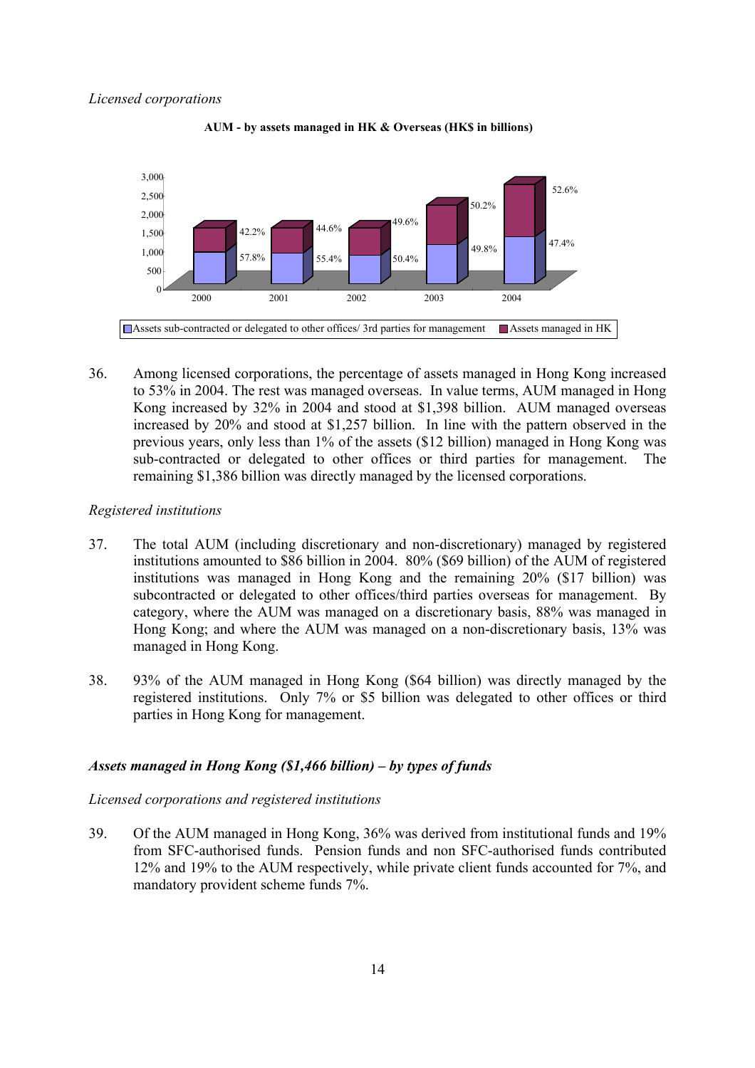*Licensed corporations*

**AUM - by assets managed in HK & Overseas (HK$ in billions)**

| Year | Assets sub-contracted or delegated to other offices/ 3rd parties for management | Assets managed in HK |
|---|---|---|
| 2000 | 57.8% | 42.2% |
| 2001 | 55.4% | 44.6% |
| 2002 | 50.4% | 49.6% |
| 2003 | 49.8% | 50.2% |
| 2004 | 47.4% | 52.6% |

36. Among licensed corporations, the percentage of assets managed in Hong Kong increased to 53% in 2004. The rest was managed overseas. In value terms, AUM managed in Hong Kong increased by 32% in 2004 and stood at $1,398 billion. AUM managed overseas increased by 20% and stood at $1,257 billion. In line with the pattern observed in the previous years, only less than 1% of the assets ($12 billion) managed in Hong Kong was sub-contracted or delegated to other offices or third parties for management. The remaining $1,386 billion was directly managed by the licensed corporations.

*Registered institutions*

37. The total AUM (including discretionary and non-discretionary) managed by registered institutions amounted to $86 billion in 2004. 80% ($69 billion) of the AUM of registered institutions was managed in Hong Kong and the remaining 20% ($17 billion) was subcontracted or delegated to other offices/third parties overseas for management. By category, where the AUM was managed on a discretionary basis, 88% was managed in Hong Kong; and where the AUM was managed on a non-discretionary basis, 13% was managed in Hong Kong.

38. 93% of the AUM managed in Hong Kong ($64 billion) was directly managed by the registered institutions. Only 7% or $5 billion was delegated to other offices or third parties in Hong Kong for management.

### *Assets managed in Hong Kong ($1,466 billion) – by types of funds*

*Licensed corporations and registered institutions*

39. Of the AUM managed in Hong Kong, 36% was derived from institutional funds and 19% from SFC-authorised funds. Pension funds and non SFC-authorised funds contributed 12% and 19% to the AUM respectively, while private client funds accounted for 7%, and mandatory provident scheme funds 7%.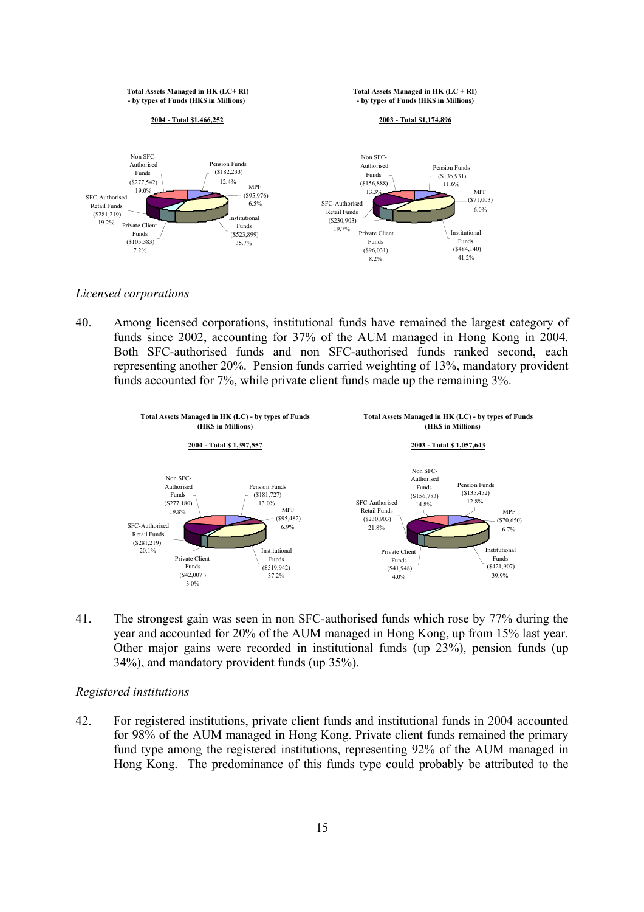**Total Assets Managed in HK (LC+ RI) - by types of Funds (HK$ in Millions)**

**2004 - Total $1,466,252**

| Fund Type | Amount | % |
|---|---|---|
| Pension Funds | ($182,233) | 12.4% |
| MPF | ($95,976) | 6.5% |
| Institutional Funds | ($523,899) | 35.7% |
| Private Client Funds | ($105,383) | 7.2% |
| SFC-Authorised Retail Funds | ($281,219) | 19.2% |
| Non SFC-Authorised Funds | ($277,542) | 19.0% |

**Total Assets Managed in HK (LC + RI) - by types of Funds (HK$ in Millions)**

**2003 - Total $1,174,896**

| Fund Type | Amount | % |
|---|---|---|
| Pension Funds | ($135,931) | 11.6% |
| MPF | ($71,003) | 6.0% |
| Institutional Funds | ($484,140) | 41.2% |
| Private Client Funds | ($96,031) | 8.2% |
| SFC-Authorised Retail Funds | ($230,903) | 19.7% |
| Non SFC-Authorised Funds | ($156,888) | 13.3% |

*Licensed corporations*

40. Among licensed corporations, institutional funds have remained the largest category of funds since 2002, accounting for 37% of the AUM managed in Hong Kong in 2004. Both SFC-authorised funds and non SFC-authorised funds ranked second, each representing another 20%. Pension funds carried weighting of 13%, mandatory provident funds accounted for 7%, while private client funds made up the remaining 3%.

**Total Assets Managed in HK (LC) - by types of Funds (HK$ in Millions)**

**2004 - Total $ 1,397,557**

| Fund Type | Amount | % |
|---|---|---|
| Pension Funds | ($181,727) | 13.0% |
| MPF | ($95,482) | 6.9% |
| Institutional Funds | ($519,942) | 37.2% |
| Private Client Funds | ($42,007 ) | 3.0% |
| SFC-Authorised Retail Funds | ($281,219) | 20.1% |
| Non SFC-Authorised Funds | ($277,180) | 19.8% |

**Total Assets Managed in HK (LC) - by types of Funds (HK$ in Millions)**

**2003 - Total $ 1,057,643**

| Fund Type | Amount | % |
|---|---|---|
| Pension Funds | ($135,452) | 12.8% |
| MPF | ($70,650) | 6.7% |
| Institutional Funds | ($421,907) | 39.9% |
| Private Client Funds | ($41,948) | 4.0% |
| SFC-Authorised Retail Funds | ($230,903) | 21.8% |
| Non SFC-Authorised Funds | ($156,783) | 14.8% |

41. The strongest gain was seen in non SFC-authorised funds which rose by 77% during the year and accounted for 20% of the AUM managed in Hong Kong, up from 15% last year. Other major gains were recorded in institutional funds (up 23%), pension funds (up 34%), and mandatory provident funds (up 35%).

*Registered institutions*

42. For registered institutions, private client funds and institutional funds in 2004 accounted for 98% of the AUM managed in Hong Kong. Private client funds remained the primary fund type among the registered institutions, representing 92% of the AUM managed in Hong Kong. The predominance of this funds type could probably be attributed to the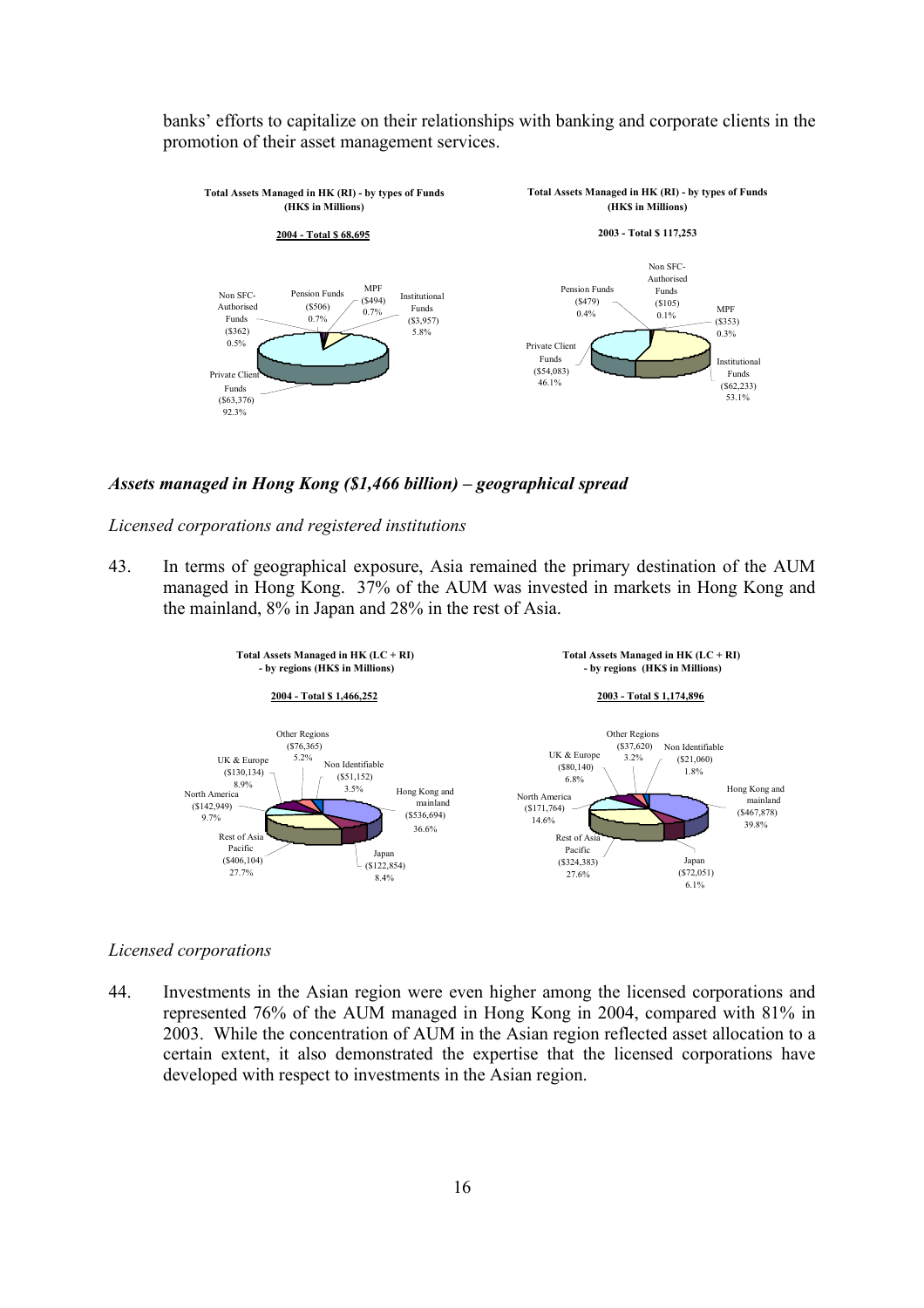banks' efforts to capitalize on their relationships with banking and corporate clients in the promotion of their asset management services.

**Total Assets Managed in HK (RI) - by types of Funds (HK$ in Millions)**

**2004 - Total $ 68,695**

Non SFC-Authorised Funds ($362) 0.5%
Pension Funds ($506) 0.7%
MPF ($494) 0.7%
Institutional Funds ($3,957) 5.8%
Private Client Funds ($63,376) 92.3%

**Total Assets Managed in HK (RI) - by types of Funds (HK$ in Millions)**

**2003 - Total $ 117,253**

Non SFC-Authorised Funds ($105) 0.1%
Pension Funds ($479) 0.4%
MPF ($353) 0.3%
Private Client Funds ($54,083) 46.1%
Institutional Funds ($62,233) 53.1%

### *Assets managed in Hong Kong ($1,466 billion) – geographical spread*

*Licensed corporations and registered institutions*

43. In terms of geographical exposure, Asia remained the primary destination of the AUM managed in Hong Kong. 37% of the AUM was invested in markets in Hong Kong and the mainland, 8% in Japan and 28% in the rest of Asia.

**Total Assets Managed in HK (LC + RI) - by regions (HK$ in Millions)**

**2004 - Total $ 1,466,252**

Other Regions ($76,365) 5.2%
UK & Europe ($130,134) 8.9%
Non Identifiable ($51,152) 3.5%
North America ($142,949) 9.7%
Hong Kong and mainland ($536,694) 36.6%
Rest of Asia Pacific ($406,104) 27.7%
Japan ($122,854) 8.4%

**Total Assets Managed in HK (LC + RI) - by regions (HK$ in Millions)**

**2003 - Total $ 1,174,896**

Other Regions ($37,620) 3.2%
UK & Europe ($80,140) 6.8%
Non Identifiable ($21,060) 1.8%
North America ($171,764) 14.6%
Hong Kong and mainland ($467,878) 39.8%
Rest of Asia Pacific ($324,383) 27.6%
Japan ($72,051) 6.1%

*Licensed corporations*

44. Investments in the Asian region were even higher among the licensed corporations and represented 76% of the AUM managed in Hong Kong in 2004, compared with 81% in 2003. While the concentration of AUM in the Asian region reflected asset allocation to a certain extent, it also demonstrated the expertise that the licensed corporations have developed with respect to investments in the Asian region.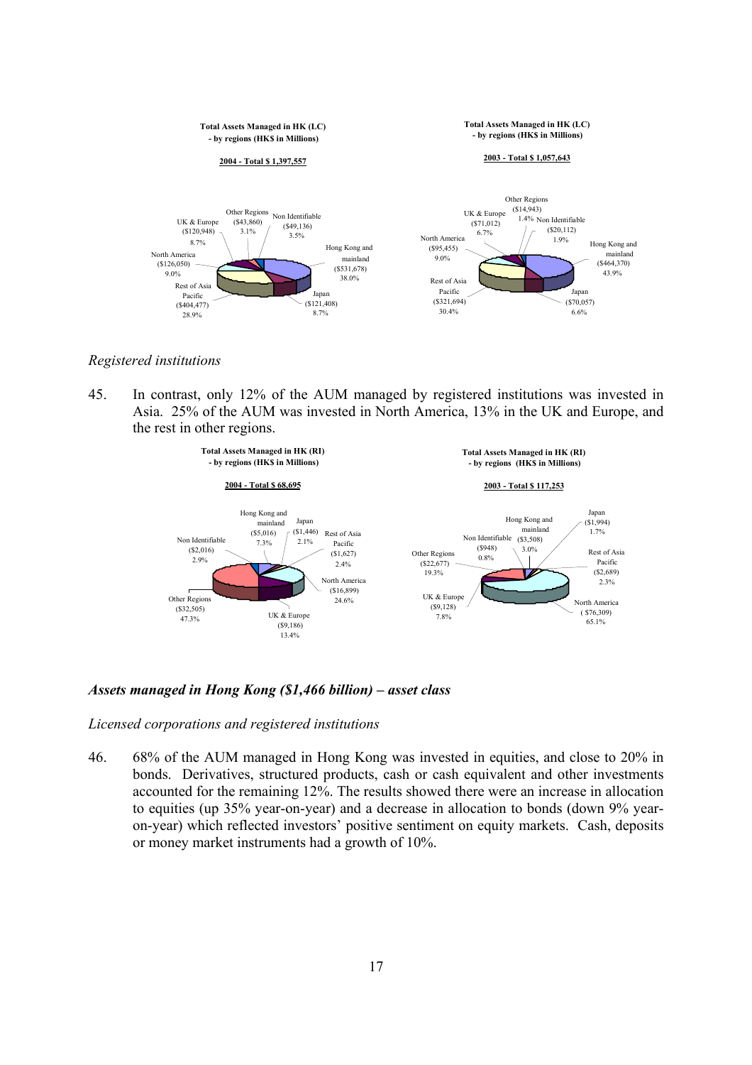**Total Assets Managed in HK (LC) - by regions (HK$ in Millions)**

**2004 - Total $ 1,397,557**

| Region | HK$ in Millions | % |
|---|---|---|
| Hong Kong and mainland | ($531,678) | 38.0% |
| Japan | ($121,408) | 8.7% |
| Rest of Asia Pacific | ($404,477) | 28.9% |
| North America | ($126,050) | 9.0% |
| UK & Europe | ($120,948) | 8.7% |
| Other Regions | ($43,860) | 3.1% |
| Non Identifiable | ($49,136) | 3.5% |

**Total Assets Managed in HK (LC) - by regions (HK$ in Millions)**

**2003 - Total $ 1,057,643**

| Region | HK$ in Millions | % |
|---|---|---|
| Hong Kong and mainland | ($464,370) | 43.9% |
| Japan | ($70,057) | 6.6% |
| Rest of Asia Pacific | ($321,694) | 30.4% |
| North America | ($95,455) | 9.0% |
| UK & Europe | ($71,012) | 6.7% |
| Other Regions | ($14,943) | 1.4% |
| Non Identifiable | ($20,112) | 1.9% |

*Registered institutions*

45. In contrast, only 12% of the AUM managed by registered institutions was invested in Asia. 25% of the AUM was invested in North America, 13% in the UK and Europe, and the rest in other regions.

**Total Assets Managed in HK (RI) - by regions (HK$ in Millions)**

**2004 - Total $ 68,695**

| Region | HK$ in Millions | % |
|---|---|---|
| Hong Kong and mainland | ($5,016) | 7.3% |
| Japan | ($1,446) | 2.1% |
| Rest of Asia Pacific | ($1,627) | 2.4% |
| North America | ($16,899) | 24.6% |
| UK & Europe | ($9,186) | 13.4% |
| Other Regions | ($32,505) | 47.3% |
| Non Identifiable | ($2,016) | 2.9% |

**Total Assets Managed in HK (RI) - by regions (HK$ in Millions)**

**2003 - Total $ 117,253**

| Region | HK$ in Millions | % |
|---|---|---|
| Hong Kong and mainland | ($3,508) | 3.0% |
| Japan | ($1,994) | 1.7% |
| Rest of Asia Pacific | ($2,689) | 2.3% |
| North America | ($76,309) | 65.1% |
| UK & Europe | ($9,128) | 7.8% |
| Other Regions | ($22,677) | 19.3% |
| Non Identifiable | ($948) | 0.8% |

***Assets managed in Hong Kong ($1,466 billion) – asset class***

*Licensed corporations and registered institutions*

46. 68% of the AUM managed in Hong Kong was invested in equities, and close to 20% in bonds. Derivatives, structured products, cash or cash equivalent and other investments accounted for the remaining 12%. The results showed there were an increase in allocation to equities (up 35% year-on-year) and a decrease in allocation to bonds (down 9% year-on-year) which reflected investors' positive sentiment on equity markets. Cash, deposits or money market instruments had a growth of 10%.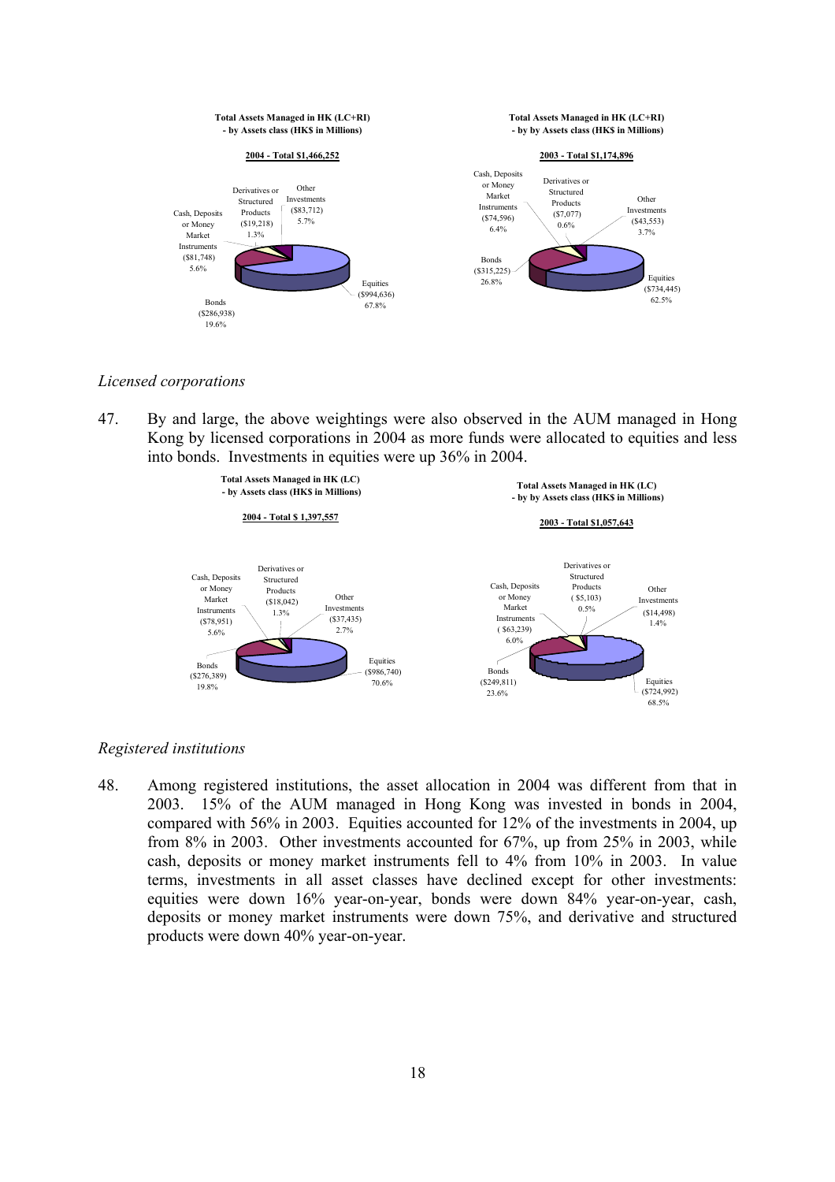**Total Assets Managed in HK (LC+RI) - by Assets class (HK$ in Millions)**

**2004 - Total $1,466,252**

| Asset class | HK$ in Millions | % |
|---|---|---|
| Equities | ($994,636) | 67.8% |
| Bonds | ($286,938) | 19.6% |
| Cash, Deposits or Money Market Instruments | ($81,748) | 5.6% |
| Derivatives or Structured Products | ($19,218) | 1.3% |
| Other Investments | ($83,712) | 5.7% |

**Total Assets Managed in HK (LC+RI) - by by Assets class (HK$ in Millions)**

**2003 - Total $1,174,896**

| Asset class | HK$ in Millions | % |
|---|---|---|
| Equities | ($734,445) | 62.5% |
| Bonds | ($315,225) | 26.8% |
| Cash, Deposits or Money Market Instruments | ($74,596) | 6.4% |
| Derivatives or Structured Products | ($7,077) | 0.6% |
| Other Investments | ($43,553) | 3.7% |

*Licensed corporations*

47. By and large, the above weightings were also observed in the AUM managed in Hong Kong by licensed corporations in 2004 as more funds were allocated to equities and less into bonds. Investments in equities were up 36% in 2004.

**Total Assets Managed in HK (LC) - by Assets class (HK$ in Millions)**

**2004 - Total $ 1,397,557**

| Asset class | HK$ in Millions | % |
|---|---|---|
| Equities | ($986,740) | 70.6% |
| Bonds | ($276,389) | 19.8% |
| Cash, Deposits or Money Market Instruments | ($78,951) | 5.6% |
| Derivatives or Structured Products | ($18,042) | 1.3% |
| Other Investments | ($37,435) | 2.7% |

**Total Assets Managed in HK (LC) - by by Assets class (HK$ in Millions)**

**2003 - Total $1,057,643**

| Asset class | HK$ in Millions | % |
|---|---|---|
| Equities | ($724,992) | 68.5% |
| Bonds | ($249,811) | 23.6% |
| Cash, Deposits or Money Market Instruments | ( $63,239) | 6.0% |
| Derivatives or Structured Products | ( $5,103) | 0.5% |
| Other Investments | ($14,498) | 1.4% |

*Registered institutions*

48. Among registered institutions, the asset allocation in 2004 was different from that in 2003. 15% of the AUM managed in Hong Kong was invested in bonds in 2004, compared with 56% in 2003. Equities accounted for 12% of the investments in 2004, up from 8% in 2003. Other investments accounted for 67%, up from 25% in 2003, while cash, deposits or money market instruments fell to 4% from 10% in 2003. In value terms, investments in all asset classes have declined except for other investments: equities were down 16% year-on-year, bonds were down 84% year-on-year, cash, deposits or money market instruments were down 75%, and derivative and structured products were down 40% year-on-year.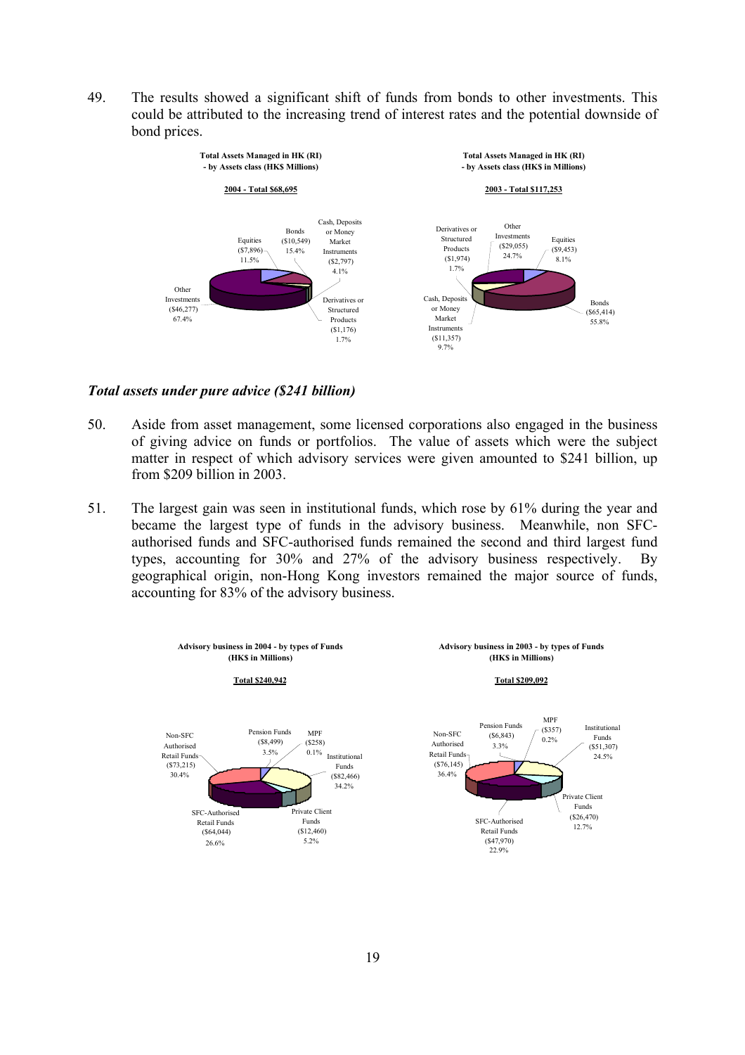49. The results showed a significant shift of funds from bonds to other investments. This could be attributed to the increasing trend of interest rates and the potential downside of bond prices.

**Total Assets Managed in HK (RI) - by Assets class (HK$ Millions)**

**2004 - Total $68,695**

| Asset class | HK$ Millions | % |
|---|---|---|
| Equities | ($7,896) | 11.5% |
| Bonds | ($10,549) | 15.4% |
| Cash, Deposits or Money Market Instruments | ($2,797) | 4.1% |
| Derivatives or Structured Products | ($1,176) | 1.7% |
| Other Investments | ($46,277) | 67.4% |

**Total Assets Managed in HK (RI) - by Assets class (HK$ in Millions)**

**2003 - Total $117,253**

| Asset class | HK$ Millions | % |
|---|---|---|
| Equities | ($9,453) | 8.1% |
| Bonds | ($65,414) | 55.8% |
| Cash, Deposits or Money Market Instruments | ($11,357) | 9.7% |
| Derivatives or Structured Products | ($1,974) | 1.7% |
| Other Investments | ($29,055) | 24.7% |

### *Total assets under pure advice ($241 billion)*

50. Aside from asset management, some licensed corporations also engaged in the business of giving advice on funds or portfolios. The value of assets which were the subject matter in respect of which advisory services were given amounted to $241 billion, up from $209 billion in 2003.

51. The largest gain was seen in institutional funds, which rose by 61% during the year and became the largest type of funds in the advisory business. Meanwhile, non SFC-authorised funds and SFC-authorised funds remained the second and third largest fund types, accounting for 30% and 27% of the advisory business respectively. By geographical origin, non-Hong Kong investors remained the major source of funds, accounting for 83% of the advisory business.

**Advisory business in 2004 - by types of Funds (HK$ in Millions)**

**Total $240,942**

| Fund type | HK$ Millions | % |
|---|---|---|
| Pension Funds | ($8,499) | 3.5% |
| MPF | ($258) | 0.1% |
| Institutional Funds | ($82,466) | 34.2% |
| Private Client Funds | ($12,460) | 5.2% |
| SFC-Authorised Retail Funds | ($64,044) | 26.6% |
| Non-SFC Authorised Retail Funds | ($73,215) | 30.4% |

**Advisory business in 2003 - by types of Funds (HK$ in Millions)**

**Total $209,092**

| Fund type | HK$ Millions | % |
|---|---|---|
| Pension Funds | ($6,843) | 3.3% |
| MPF | ($357) | 0.2% |
| Institutional Funds | ($51,307) | 24.5% |
| Private Client Funds | ($26,470) | 12.7% |
| SFC-Authorised Retail Funds | ($47,970) | 22.9% |
| Non-SFC Authorised Retail Funds | ($76,145) | 36.4% |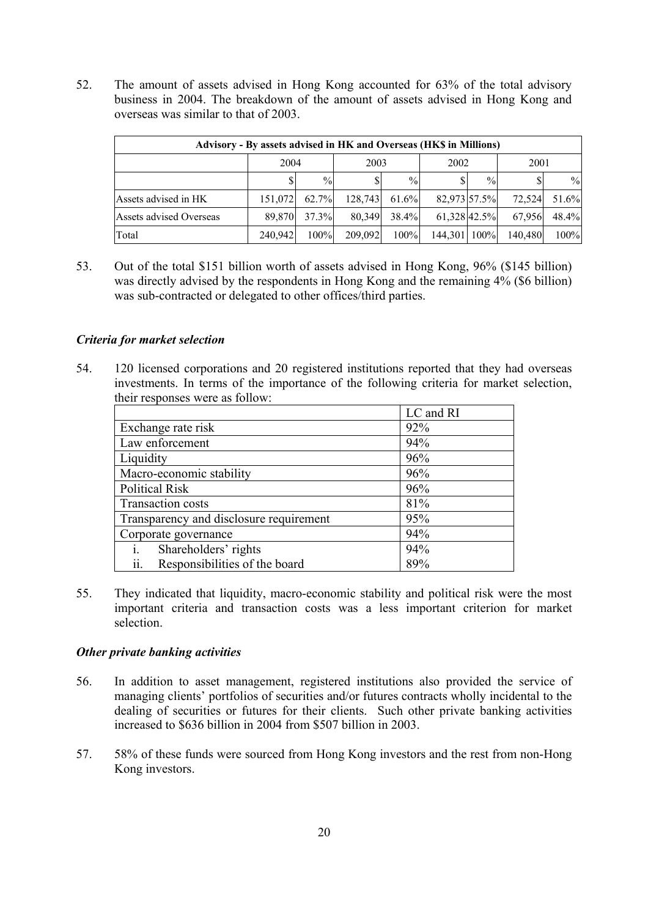52. The amount of assets advised in Hong Kong accounted for 63% of the total advisory business in 2004. The breakdown of the amount of assets advised in Hong Kong and overseas was similar to that of 2003.

| Advisory - By assets advised in HK and Overseas (HK$ in Millions) | | | | | | | | |
|---|---|---|---|---|---|---|---|---|
| | 2004 | | 2003 | | 2002 | | 2001 | |
| | $ | % | $ | % | $ | % | $ | % |
| Assets advised in HK | 151,072 | 62.7% | 128,743 | 61.6% | 82,973 | 57.5% | 72,524 | 51.6% |
| Assets advised Overseas | 89,870 | 37.3% | 80,349 | 38.4% | 61,328 | 42.5% | 67,956 | 48.4% |
| Total | 240,942 | 100% | 209,092 | 100% | 144,301 | 100% | 140,480 | 100% |

53. Out of the total $151 billion worth of assets advised in Hong Kong, 96% ($145 billion) was directly advised by the respondents in Hong Kong and the remaining 4% ($6 billion) was sub-contracted or delegated to other offices/third parties.

### *Criteria for market selection*

54. 120 licensed corporations and 20 registered institutions reported that they had overseas investments. In terms of the importance of the following criteria for market selection, their responses were as follow:

| | LC and RI |
|---|---|
| Exchange rate risk | 92% |
| Law enforcement | 94% |
| Liquidity | 96% |
| Macro-economic stability | 96% |
| Political Risk | 96% |
| Transaction costs | 81% |
| Transparency and disclosure requirement | 95% |
| Corporate governance | 94% |
| i. Shareholders' rights | 94% |
| ii. Responsibilities of the board | 89% |

55. They indicated that liquidity, macro-economic stability and political risk were the most important criteria and transaction costs was a less important criterion for market selection.

### *Other private banking activities*

56. In addition to asset management, registered institutions also provided the service of managing clients' portfolios of securities and/or futures contracts wholly incidental to the dealing of securities or futures for their clients. Such other private banking activities increased to $636 billion in 2004 from $507 billion in 2003.

57. 58% of these funds were sourced from Hong Kong investors and the rest from non-Hong Kong investors.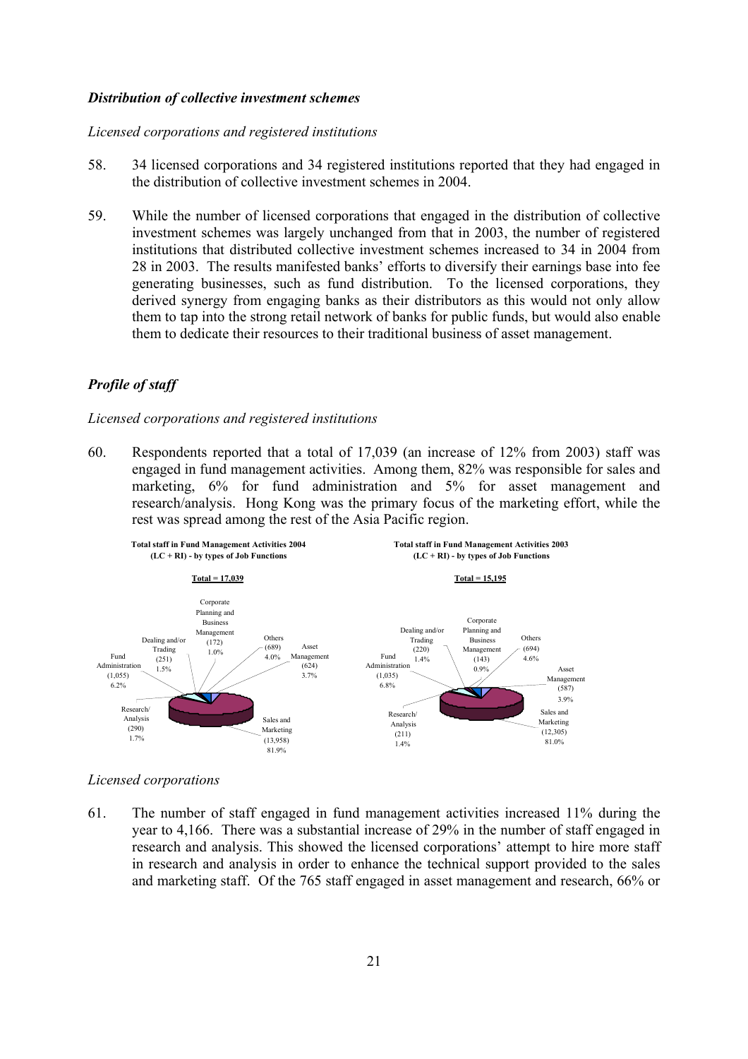### *Distribution of collective investment schemes*

*Licensed corporations and registered institutions*

58. 34 licensed corporations and 34 registered institutions reported that they had engaged in the distribution of collective investment schemes in 2004.

59. While the number of licensed corporations that engaged in the distribution of collective investment schemes was largely unchanged from that in 2003, the number of registered institutions that distributed collective investment schemes increased to 34 in 2004 from 28 in 2003. The results manifested banks' efforts to diversify their earnings base into fee generating businesses, such as fund distribution. To the licensed corporations, they derived synergy from engaging banks as their distributors as this would not only allow them to tap into the strong retail network of banks for public funds, but would also enable them to dedicate their resources to their traditional business of asset management.

### *Profile of staff*

*Licensed corporations and registered institutions*

60. Respondents reported that a total of 17,039 (an increase of 12% from 2003) staff was engaged in fund management activities. Among them, 82% was responsible for sales and marketing, 6% for fund administration and 5% for asset management and research/analysis. Hong Kong was the primary focus of the marketing effort, while the rest was spread among the rest of the Asia Pacific region.

**Total staff in Fund Management Activities 2004 (LC + RI) - by types of Job Functions**

Total = 17,039

| Job Function | Staff | % |
|---|---|---|
| Sales and Marketing | 13,958 | 81.9% |
| Fund Administration | 1,055 | 6.2% |
| Research/ Analysis | 290 | 1.7% |
| Dealing and/or Trading | 251 | 1.5% |
| Corporate Planning and Business Management | 172 | 1.0% |
| Others | 689 | 4.0% |
| Asset Management | 624 | 3.7% |

**Total staff in Fund Management Activities 2003 (LC + RI) - by types of Job Functions**

Total = 15,195

| Job Function | Staff | % |
|---|---|---|
| Sales and Marketing | 12,305 | 81.0% |
| Fund Administration | 1,035 | 6.8% |
| Research/ Analysis | 211 | 1.4% |
| Dealing and/or Trading | 220 | 1.4% |
| Corporate Planning and Business Management | 143 | 0.9% |
| Others | 694 | 4.6% |
| Asset Management | 587 | 3.9% |

*Licensed corporations*

61. The number of staff engaged in fund management activities increased 11% during the year to 4,166. There was a substantial increase of 29% in the number of staff engaged in research and analysis. This showed the licensed corporations' attempt to hire more staff in research and analysis in order to enhance the technical support provided to the sales and marketing staff. Of the 765 staff engaged in asset management and research, 66% or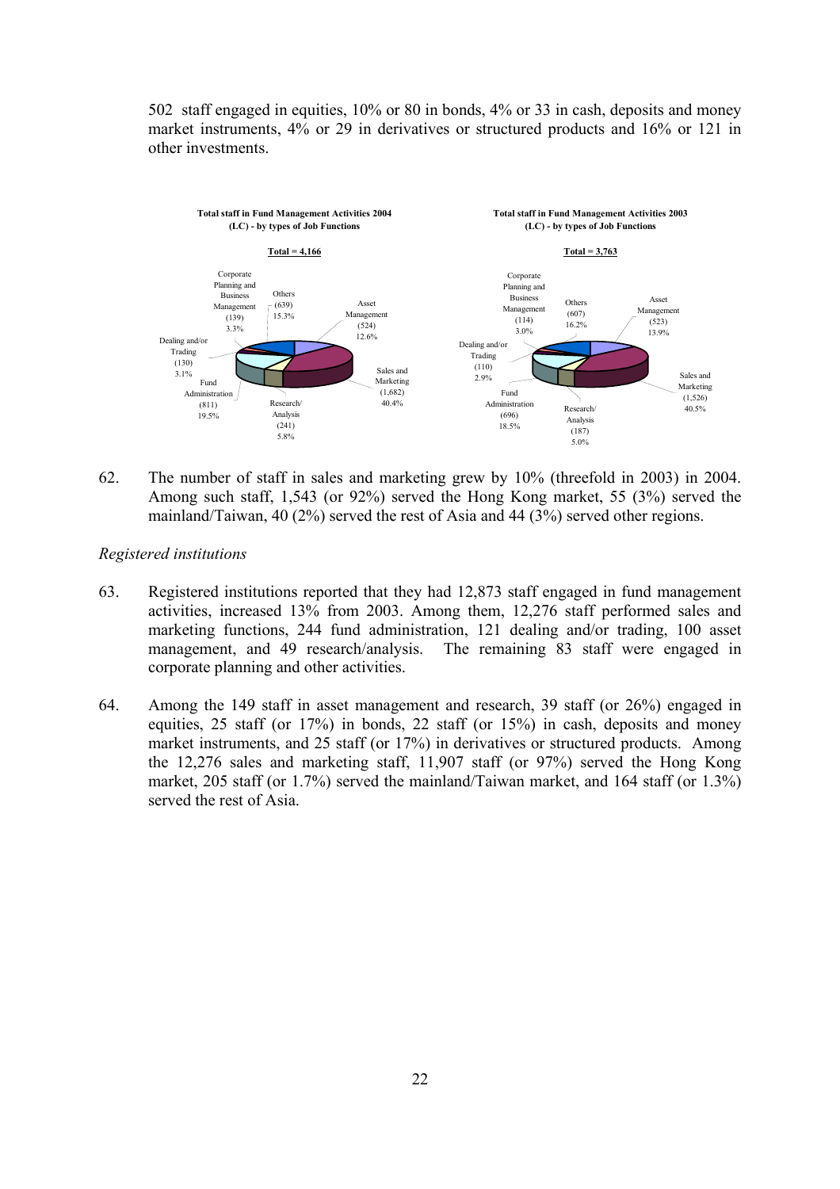502 staff engaged in equities, 10% or 80 in bonds, 4% or 33 in cash, deposits and money market instruments, 4% or 29 in derivatives or structured products and 16% or 121 in other investments.

**Total staff in Fund Management Activities 2004 (LC) - by types of Job Functions**

Total = 4,166

- Asset Management (524) 12.6%
- Sales and Marketing (1,682) 40.4%
- Research/ Analysis (241) 5.8%
- Fund Administration (811) 19.5%
- Dealing and/or Trading (130) 3.1%
- Corporate Planning and Business Management (139) 3.3%
- Others (639) 15.3%

**Total staff in Fund Management Activities 2003 (LC) - by types of Job Functions**

Total = 3,763

- Asset Management (523) 13.9%
- Sales and Marketing (1,526) 40.5%
- Research/ Analysis (187) 5.0%
- Fund Administration (696) 18.5%
- Dealing and/or Trading (110) 2.9%
- Corporate Planning and Business Management (114) 3.0%
- Others (607) 16.2%

62. The number of staff in sales and marketing grew by 10% (threefold in 2003) in 2004. Among such staff, 1,543 (or 92%) served the Hong Kong market, 55 (3%) served the mainland/Taiwan, 40 (2%) served the rest of Asia and 44 (3%) served other regions.

*Registered institutions*

63. Registered institutions reported that they had 12,873 staff engaged in fund management activities, increased 13% from 2003. Among them, 12,276 staff performed sales and marketing functions, 244 fund administration, 121 dealing and/or trading, 100 asset management, and 49 research/analysis. The remaining 83 staff were engaged in corporate planning and other activities.

64. Among the 149 staff in asset management and research, 39 staff (or 26%) engaged in equities, 25 staff (or 17%) in bonds, 22 staff (or 15%) in cash, deposits and money market instruments, and 25 staff (or 17%) in derivatives or structured products. Among the 12,276 sales and marketing staff, 11,907 staff (or 97%) served the Hong Kong market, 205 staff (or 1.7%) served the mainland/Taiwan market, and 164 staff (or 1.3%) served the rest of Asia.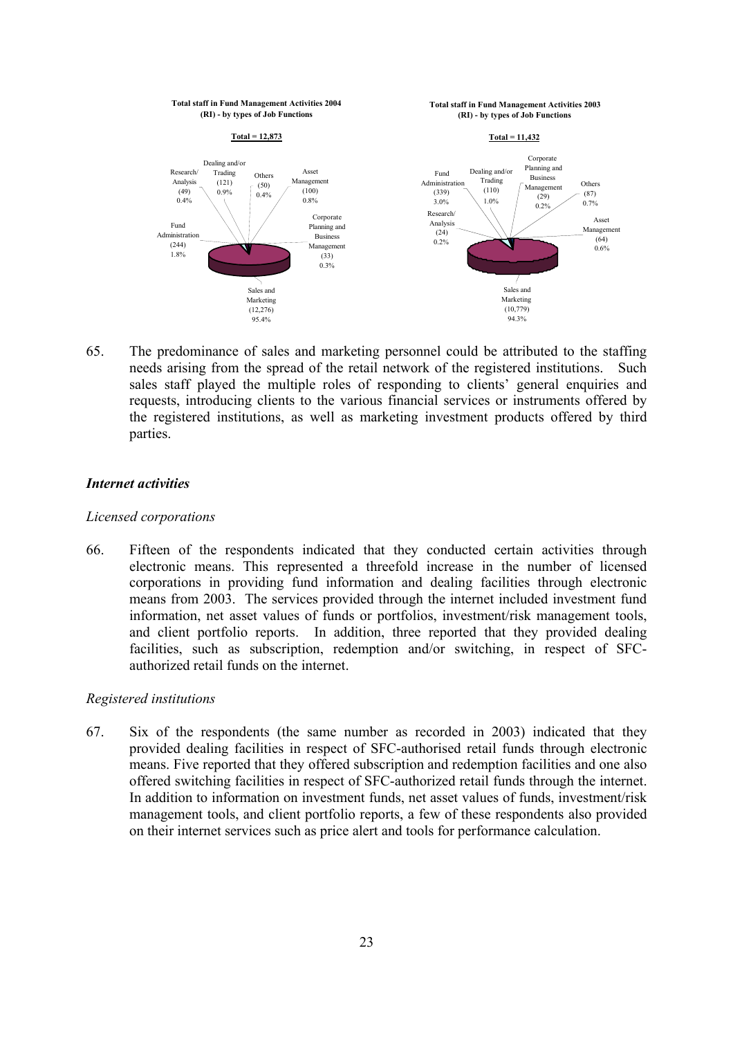**Total staff in Fund Management Activities 2004 (RI) - by types of Job Functions**

**Total = 12,873**

| Job Function | Staff | % |
|---|---|---|
| Research/ Analysis | (49) | 0.4% |
| Dealing and/or Trading | (121) | 0.9% |
| Others | (50) | 0.4% |
| Asset Management | (100) | 0.8% |
| Corporate Planning and Business Management | (33) | 0.3% |
| Sales and Marketing | (12,276) | 95.4% |
| Fund Administration | (244) | 1.8% |

**Total staff in Fund Management Activities 2003 (RI) - by types of Job Functions**

**Total = 11,432**

| Job Function | Staff | % |
|---|---|---|
| Fund Administration | (339) | 3.0% |
| Dealing and/or Trading | (110) | 1.0% |
| Corporate Planning and Business Management | (29) | 0.2% |
| Others | (87) | 0.7% |
| Asset Management | (64) | 0.6% |
| Sales and Marketing | (10,779) | 94.3% |
| Research/ Analysis | (24) | 0.2% |

65. The predominance of sales and marketing personnel could be attributed to the staffing needs arising from the spread of the retail network of the registered institutions. Such sales staff played the multiple roles of responding to clients' general enquiries and requests, introducing clients to the various financial services or instruments offered by the registered institutions, as well as marketing investment products offered by third parties.

### *Internet activities*

*Licensed corporations*

66. Fifteen of the respondents indicated that they conducted certain activities through electronic means. This represented a threefold increase in the number of licensed corporations in providing fund information and dealing facilities through electronic means from 2003. The services provided through the internet included investment fund information, net asset values of funds or portfolios, investment/risk management tools, and client portfolio reports. In addition, three reported that they provided dealing facilities, such as subscription, redemption and/or switching, in respect of SFC-authorized retail funds on the internet.

*Registered institutions*

67. Six of the respondents (the same number as recorded in 2003) indicated that they provided dealing facilities in respect of SFC-authorised retail funds through electronic means. Five reported that they offered subscription and redemption facilities and one also offered switching facilities in respect of SFC-authorized retail funds through the internet. In addition to information on investment funds, net asset values of funds, investment/risk management tools, and client portfolio reports, a few of these respondents also provided on their internet services such as price alert and tools for performance calculation.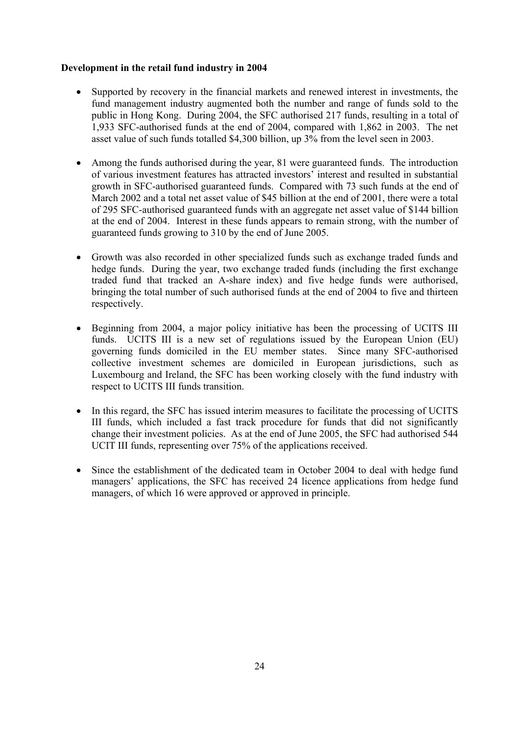**Development in the retail fund industry in 2004**

- Supported by recovery in the financial markets and renewed interest in investments, the fund management industry augmented both the number and range of funds sold to the public in Hong Kong. During 2004, the SFC authorised 217 funds, resulting in a total of 1,933 SFC-authorised funds at the end of 2004, compared with 1,862 in 2003. The net asset value of such funds totalled $4,300 billion, up 3% from the level seen in 2003.

- Among the funds authorised during the year, 81 were guaranteed funds. The introduction of various investment features has attracted investors' interest and resulted in substantial growth in SFC-authorised guaranteed funds. Compared with 73 such funds at the end of March 2002 and a total net asset value of $45 billion at the end of 2001, there were a total of 295 SFC-authorised guaranteed funds with an aggregate net asset value of $144 billion at the end of 2004. Interest in these funds appears to remain strong, with the number of guaranteed funds growing to 310 by the end of June 2005.

- Growth was also recorded in other specialized funds such as exchange traded funds and hedge funds. During the year, two exchange traded funds (including the first exchange traded fund that tracked an A-share index) and five hedge funds were authorised, bringing the total number of such authorised funds at the end of 2004 to five and thirteen respectively.

- Beginning from 2004, a major policy initiative has been the processing of UCITS III funds. UCITS III is a new set of regulations issued by the European Union (EU) governing funds domiciled in the EU member states. Since many SFC-authorised collective investment schemes are domiciled in European jurisdictions, such as Luxembourg and Ireland, the SFC has been working closely with the fund industry with respect to UCITS III funds transition.

- In this regard, the SFC has issued interim measures to facilitate the processing of UCITS III funds, which included a fast track procedure for funds that did not significantly change their investment policies. As at the end of June 2005, the SFC had authorised 544 UCIT III funds, representing over 75% of the applications received.

- Since the establishment of the dedicated team in October 2004 to deal with hedge fund managers' applications, the SFC has received 24 licence applications from hedge fund managers, of which 16 were approved or approved in principle.